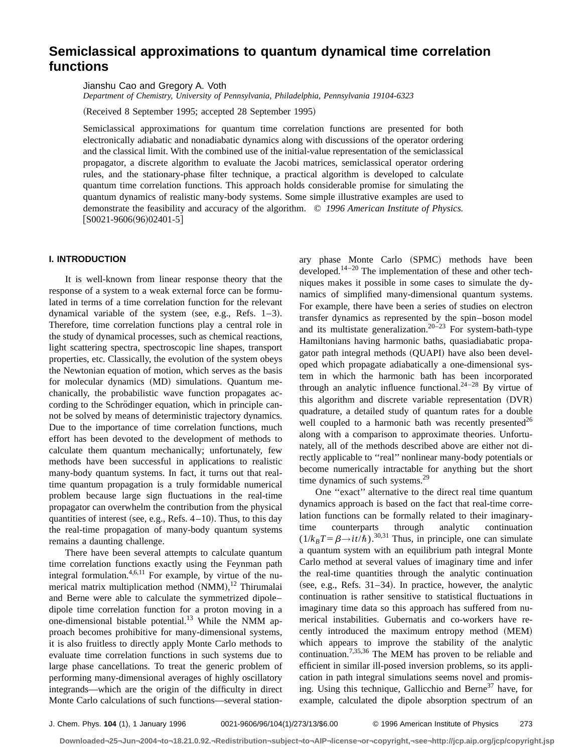# Semiclassical approximations to quantum dynamical time correlation functions

Jianshu Cao and Gregory A. Voth

*Department of Chemistry, University of Pennsylvania, Philadelphia, Pennsylvania 19104-6323*

(Received 8 September 1995; accepted 28 September 1995)

Semiclassical approximations for quantum time correlation functions are presented for both electronically adiabatic and nonadiabatic dynamics along with discussions of the operator ordering and the classical limit. With the combined use of the initial-value representation of the semiclassical propagator, a discrete algorithm to evaluate the Jacobi matrices, semiclassical operator ordering rules, and the stationary-phase filter technique, a practical algorithm is developed to calculate quantum time correlation functions. This approach holds considerable promise for simulating the quantum dynamics of realistic many-body systems. Some simple illustrative examples are used to demonstrate the feasibility and accuracy of the algorithm. © *1996 American Institute of Physics.* [S0021-9606(96)02401-5]

## I. INTRODUCTION

It is well-known from linear response theory that the response of a system to a weak external force can be formulated in terms of a time correlation function for the relevant dynamical variable of the system (see, e.g., Refs. 1–3). Therefore, time correlation functions play a central role in the study of dynamical processes, such as chemical reactions, light scattering spectra, spectroscopic line shapes, transport properties, etc. Classically, the evolution of the system obeys the Newtonian equation of motion, which serves as the basis for molecular dynamics (MD) simulations. Quantum mechanically, the probabilistic wave function propagates according to the Schrödinger equation, which in principle cannot be solved by means of deterministic trajectory dynamics. Due to the importance of time correlation functions, much effort has been devoted to the development of methods to calculate them quantum mechanically; unfortunately, few methods have been successful in applications to realistic many-body quantum systems. In fact, it turns out that real-time quantum propagation is a truly formidable numerical problem because large sign fluctuations in the real-time propagator can overwhelm the contribution from the physical quantities of interest (see, e.g., Refs. 4–10). Thus, to this day the real-time propagation of many-body quantum systems remains a daunting challenge.

There have been several attempts to calculate quantum time correlation functions exactly using the Feynman path integral formulation.[4,6,11] For example, by virtue of the numerical matrix multiplication method (NMM),[12] Thirumalai and Berne were able to calculate the symmetrized dipole–dipole time correlation function for a proton moving in a one-dimensional bistable potential.[13] While the NMM approach becomes prohibitive for many-dimensional systems, it is also fruitless to directly apply Monte Carlo methods to evaluate time correlation functions in such systems due to large phase cancellations. To treat the generic problem of performing many-dimensional averages of highly oscillatory integrands—which are the origin of the difficulty in direct Monte Carlo calculations of such functions—several stationary phase Monte Carlo (SPMC) methods have been developed.[14–20] The implementation of these and other techniques makes it possible in some cases to simulate the dynamics of simplified many-dimensional quantum systems. For example, there have been a series of studies on electron transfer dynamics as represented by the spin–boson model and its multistate generalization.[20–23] For system-bath-type Hamiltonians having harmonic baths, quasiadiabatic propagator path integral methods (QUAPI) have also been developed which propagate adiabatically a one-dimensional system in which the harmonic bath has been incorporated through an analytic influence functional.[24–28] By virtue of this algorithm and discrete variable representation (DVR) quadrature, a detailed study of quantum rates for a double well coupled to a harmonic bath was recently presented[26] along with a comparison to approximate theories. Unfortunately, all of the methods described above are either not directly applicable to "real" nonlinear many-body potentials or become numerically intractable for anything but the short time dynamics of such systems.[29]

One "exact" alternative to the direct real time quantum dynamics approach is based on the fact that real-time correlation functions can be formally related to their imaginary-time counterparts through analytic continuation ($1/k_BT=\beta\rightarrow it/\hbar$).[30,31] Thus, in principle, one can simulate a quantum system with an equilibrium path integral Monte Carlo method at several values of imaginary time and infer the real-time quantities through the analytic continuation (see, e.g., Refs. 31–34). In practice, however, the analytic continuation is rather sensitive to statistical fluctuations in imaginary time data so this approach has suffered from numerical instabilities. Gubernatis and co-workers have recently introduced the maximum entropy method (MEM) which appears to improve the stability of the analytic continuation.[7,35,36] The MEM has proven to be reliable and efficient in similar ill-posed inversion problems, so its application in path integral simulations seems novel and promising. Using this technique, Gallicchio and Berne[37] have, for example, calculated the dipole absorption spectrum of an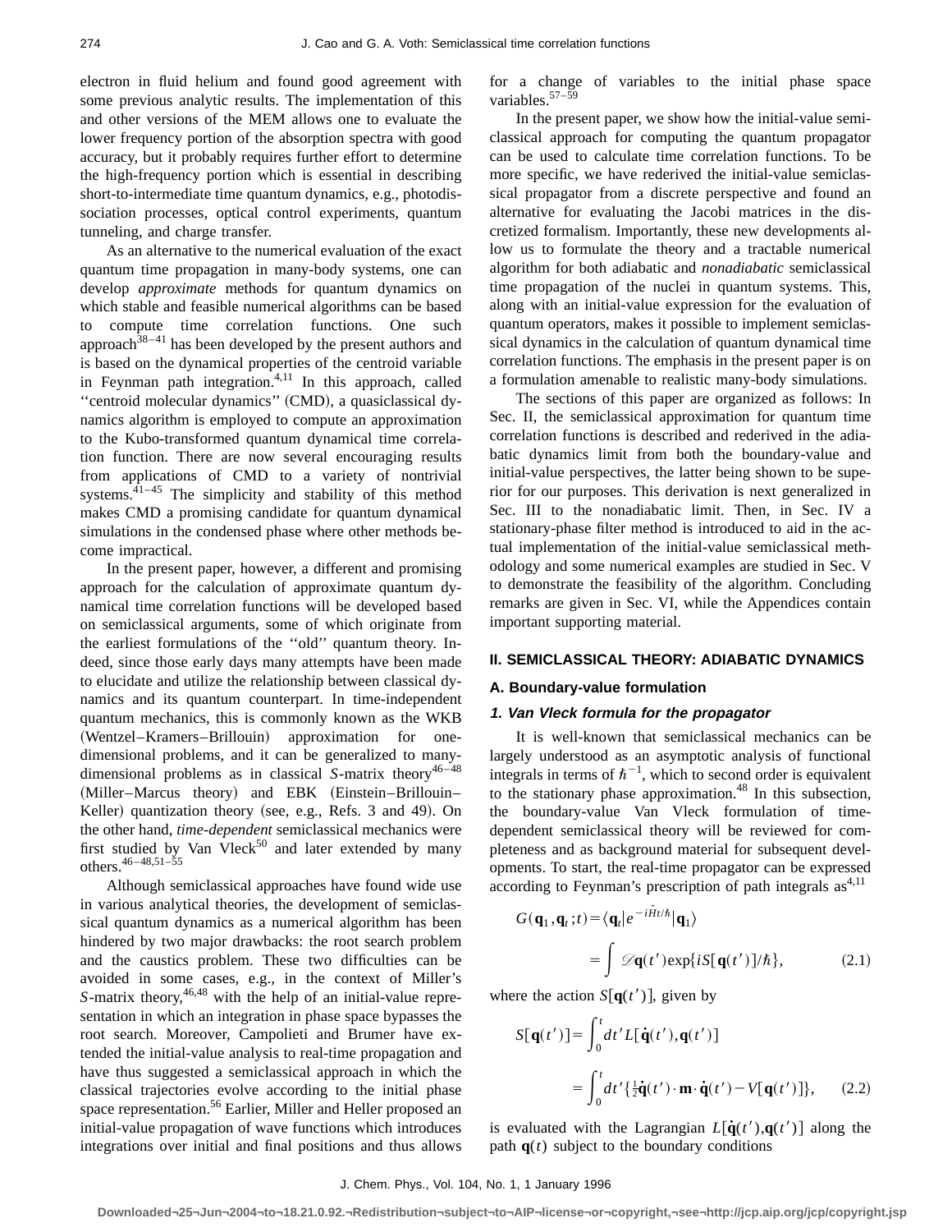electron in fluid helium and found good agreement with some previous analytic results. The implementation of this and other versions of the MEM allows one to evaluate the lower frequency portion of the absorption spectra with good accuracy, but it probably requires further effort to determine the high-frequency portion which is essential in describing short-to-intermediate time quantum dynamics, e.g., photodissociation processes, optical control experiments, quantum tunneling, and charge transfer.

As an alternative to the numerical evaluation of the exact quantum time propagation in many-body systems, one can develop *approximate* methods for quantum dynamics on which stable and feasible numerical algorithms can be based to compute time correlation functions. One such approach[38–41] has been developed by the present authors and is based on the dynamical properties of the centroid variable in Feynman path integration.[4,11] In this approach, called ''centroid molecular dynamics'' (CMD), a quasiclassical dynamics algorithm is employed to compute an approximation to the Kubo-transformed quantum dynamical time correlation function. There are now several encouraging results from applications of CMD to a variety of nontrivial systems.[41–45] The simplicity and stability of this method makes CMD a promising candidate for quantum dynamical simulations in the condensed phase where other methods become impractical.

In the present paper, however, a different and promising approach for the calculation of approximate quantum dynamical time correlation functions will be developed based on semiclassical arguments, some of which originate from the earliest formulations of the ''old'' quantum theory. Indeed, since those early days many attempts have been made to elucidate and utilize the relationship between classical dynamics and its quantum counterpart. In time-independent quantum mechanics, this is commonly known as the WKB (Wentzel–Kramers–Brillouin) approximation for one-dimensional problems, and it can be generalized to many-dimensional problems as in classical $S$-matrix theory[46–48] (Miller–Marcus theory) and EBK (Einstein–Brillouin–Keller) quantization theory (see, e.g., Refs. 3 and 49). On the other hand, *time-dependent* semiclassical mechanics were first studied by Van Vleck[50] and later extended by many others.[46–48,51–55]

Although semiclassical approaches have found wide use in various analytical theories, the development of semiclassical quantum dynamics as a numerical algorithm has been hindered by two major drawbacks: the root search problem and the caustics problem. These two difficulties can be avoided in some cases, e.g., in the context of Miller's $S$-matrix theory,[46,48] with the help of an initial-value representation in which an integration in phase space bypasses the root search. Moreover, Campolieti and Brumer have extended the initial-value analysis to real-time propagation and have thus suggested a semiclassical approach in which the classical trajectories evolve according to the initial phase space representation.[56] Earlier, Miller and Heller proposed an initial-value propagation of wave functions which introduces integrations over initial and final positions and thus allows for a change of variables to the initial phase space variables.[57–59]

In the present paper, we show how the initial-value semiclassical approach for computing the quantum propagator can be used to calculate time correlation functions. To be more specific, we have rederived the initial-value semiclassical propagator from a discrete perspective and found an alternative for evaluating the Jacobi matrices in the discretized formalism. Importantly, these new developments allow us to formulate the theory and a tractable numerical algorithm for both adiabatic and *nonadiabatic* semiclassical time propagation of the nuclei in quantum systems. This, along with an initial-value expression for the evaluation of quantum operators, makes it possible to implement semiclassical dynamics in the calculation of quantum dynamical time correlation functions. The emphasis in the present paper is on a formulation amenable to realistic many-body simulations.

The sections of this paper are organized as follows: In Sec. II, the semiclassical approximation for quantum time correlation functions is described and rederived in the adiabatic dynamics limit from both the boundary-value and initial-value perspectives, the latter being shown to be superior for our purposes. This derivation is next generalized in Sec. III to the nonadiabatic limit. Then, in Sec. IV a stationary-phase filter method is introduced to aid in the actual implementation of the initial-value semiclassical methodology and some numerical examples are studied in Sec. V to demonstrate the feasibility of the algorithm. Concluding remarks are given in Sec. VI, while the Appendices contain important supporting material.

## II. SEMICLASSICAL THEORY: ADIABATIC DYNAMICS

### A. Boundary-value formulation

#### *1. Van Vleck formula for the propagator*

It is well-known that semiclassical mechanics can be largely understood as an asymptotic analysis of functional integrals in terms of $\hbar^{-1}$, which to second order is equivalent to the stationary phase approximation.[48] In this subsection, the boundary-value Van Vleck formulation of time-dependent semiclassical theory will be reviewed for completeness and as background material for subsequent developments. To start, the real-time propagator can be expressed according to Feynman's prescription of path integrals as[4,11]

$$
\begin{aligned}
G(\mathbf{q}_1,\mathbf{q}_t;t) &= \langle \mathbf{q}_t | e^{-i\hat{H}t/\hbar} | \mathbf{q}_1 \rangle \\
&= \int \mathscr{D}\mathbf{q}(t') \exp\{iS[\mathbf{q}(t')]/\hbar\},
\end{aligned}
\tag{2.1}
$$

where the action $S[\mathbf{q}(t')]$, given by

$$
\begin{aligned}
S[\mathbf{q}(t')] &= \int_0^t dt' L[\dot{\mathbf{q}}(t'),\mathbf{q}(t')] \\
&= \int_0^t dt' \{ \tfrac{1}{2}\dot{\mathbf{q}}(t')\cdot\mathbf{m}\cdot\dot{\mathbf{q}}(t') - V[\mathbf{q}(t')] \},
\end{aligned}
\tag{2.2}
$$

is evaluated with the Lagrangian $L[\dot{\mathbf{q}}(t'),\mathbf{q}(t')]$ along the path $\mathbf{q}(t)$ subject to the boundary conditions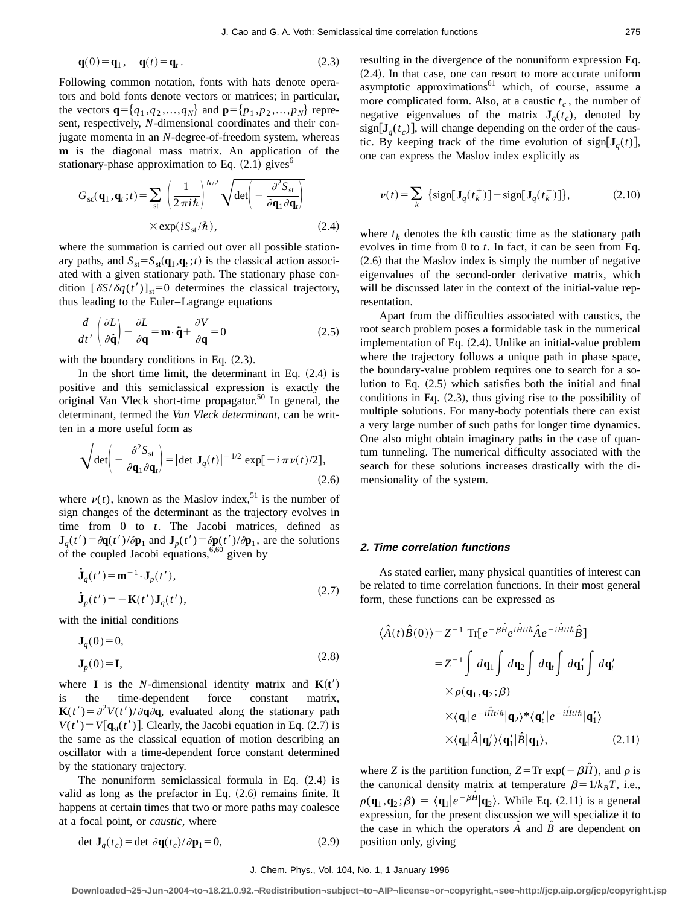$$\mathbf{q}(0)=\mathbf{q}_1, \quad \mathbf{q}(t)=\mathbf{q}_t. \tag{2.3}$$

Following common notation, fonts with hats denote operators and bold fonts denote vectors or matrices; in particular, the vectors $\mathbf{q}=\{q_1,q_2,\ldots,q_N\}$ and $\mathbf{p}=\{p_1,p_2,\ldots,p_N\}$ represent, respectively, $N$-dimensional coordinates and their conjugate momenta in an $N$-degree-of-freedom system, whereas $\mathbf{m}$ is the diagonal mass matrix. An application of the stationary-phase approximation to Eq. (2.1) gives[6]

$$G_{\rm sc}(\mathbf{q}_1,\mathbf{q}_t;t)=\sum_{\rm st}\left(\frac{1}{2\pi i\hbar}\right)^{N/2}\sqrt{\det\left(-\frac{\partial^2 S_{\rm st}}{\partial\mathbf{q}_1\partial\mathbf{q}_t}\right)}\times\exp(iS_{\rm st}/\hbar), \tag{2.4}$$

where the summation is carried out over all possible stationary paths, and $S_{\rm st}=S_{\rm st}(\mathbf{q}_1,\mathbf{q}_t;t)$ is the classical action associated with a given stationary path. The stationary phase condition $[\delta S/\delta q(t')]_{\rm st}=0$ determines the classical trajectory, thus leading to the Euler–Lagrange equations

$$\frac{d}{dt'}\left(\frac{\partial L}{\partial\dot{\mathbf{q}}}\right)-\frac{\partial L}{\partial\mathbf{q}}=\mathbf{m}\cdot\ddot{\mathbf{q}}+\frac{\partial V}{\partial\mathbf{q}}=0 \tag{2.5}$$

with the boundary conditions in Eq. (2.3).

In the short time limit, the determinant in Eq. (2.4) is positive and this semiclassical expression is exactly the original Van Vleck short-time propagator.[50] In general, the determinant, termed the *Van Vleck determinant*, can be written in a more useful form as

$$\sqrt{\det\left(-\frac{\partial^2 S_{\rm st}}{\partial\mathbf{q}_1\partial\mathbf{q}_t}\right)}=|\det\mathbf{J}_q(t)|^{-1/2}\exp[-i\pi\nu(t)/2], \tag{2.6}$$

where $\nu(t)$, known as the Maslov index,[51] is the number of sign changes of the determinant as the trajectory evolves in time from 0 to $t$. The Jacobi matrices, defined as $\mathbf{J}_q(t')=\partial\mathbf{q}(t')/\partial\mathbf{p}_1$ and $\mathbf{J}_p(t')=\partial\mathbf{p}(t')/\partial\mathbf{p}_1$, are the solutions of the coupled Jacobi equations,[6,60] given by

$$\begin{aligned}\dot{\mathbf{J}}_q(t')&=\mathbf{m}^{-1}\cdot\mathbf{J}_p(t'),\\ \dot{\mathbf{J}}_p(t')&=-\mathbf{K}(t')\mathbf{J}_q(t'),\end{aligned} \tag{2.7}$$

with the initial conditions

$$\begin{aligned}\mathbf{J}_q(0)&=0,\\ \mathbf{J}_p(0)&=\mathbf{I},\end{aligned} \tag{2.8}$$

where $\mathbf{I}$ is the $N$-dimensional identity matrix and $\mathbf{K}(\mathbf{t}')$ is the time-dependent force constant matrix, $\mathbf{K}(t')=\partial^2 V(t')/\partial\mathbf{q}\partial\mathbf{q}$, evaluated along the stationary path $V(t')=V[\mathbf{q}_{\rm st}(t')]$. Clearly, the Jacobi equation in Eq. (2.7) is the same as the classical equation of motion describing an oscillator with a time-dependent force constant determined by the stationary trajectory.

The nonuniform semiclassical formula in Eq. (2.4) is valid as long as the prefactor in Eq. (2.6) remains finite. It happens at certain times that two or more paths may coalesce at a focal point, or *caustic*, where

$$\det\mathbf{J}_q(t_c)=\det\partial\mathbf{q}(t_c)/\partial\mathbf{p}_1=0, \tag{2.9}$$

resulting in the divergence of the nonuniform expression Eq. (2.4). In that case, one can resort to more accurate uniform asymptotic approximations[61] which, of course, assume a more complicated form. Also, at a caustic $t_c$, the number of negative eigenvalues of the matrix $\mathbf{J}_q(t_c)$, denoted by $\text{sign}[\mathbf{J}_q(t_c)]$, will change depending on the order of the caustic. By keeping track of the time evolution of $\text{sign}[\mathbf{J}_q(t)]$, one can express the Maslov index explicitly as

$$\nu(t)=\sum_k\{\text{sign}[\mathbf{J}_q(t_k^+)]-\text{sign}[\mathbf{J}_q(t_k^-)]\}, \tag{2.10}$$

where $t_k$ denotes the $k$th caustic time as the stationary path evolves in time from 0 to $t$. In fact, it can be seen from Eq. (2.6) that the Maslov index is simply the number of negative eigenvalues of the second-order derivative matrix, which will be discussed later in the context of the initial-value representation.

Apart from the difficulties associated with caustics, the root search problem poses a formidable task in the numerical implementation of Eq. (2.4). Unlike an initial-value problem where the trajectory follows a unique path in phase space, the boundary-value problem requires one to search for a solution to Eq. (2.5) which satisfies both the initial and final conditions in Eq. (2.3), thus giving rise to the possibility of multiple solutions. For many-body potentials there can exist a very large number of such paths for longer time dynamics. One also might obtain imaginary paths in the case of quantum tunneling. The numerical difficulty associated with the search for these solutions increases drastically with the dimensionality of the system.

#### 2. Time correlation functions

As stated earlier, many physical quantities of interest can be related to time correlation functions. In their most general form, these functions can be expressed as

$$\begin{aligned}\langle\hat{A}(t)\hat{B}(0)\rangle&=Z^{-1}\,\text{Tr}[e^{-\beta\hat{H}}e^{i\hat{H}t/\hbar}\hat{A}e^{-i\hat{H}t/\hbar}\hat{B}]\\ &=Z^{-1}\int d\mathbf{q}_1\int d\mathbf{q}_2\int d\mathbf{q}_t\int d\mathbf{q}_1'\int d\mathbf{q}_t'\\ &\quad\times\rho(\mathbf{q}_1,\mathbf{q}_2;\beta)\\ &\quad\times\langle\mathbf{q}_t|e^{-i\hat{H}t/\hbar}|\mathbf{q}_2\rangle^*\langle\mathbf{q}_t'|e^{-i\hat{H}t/\hbar}|\mathbf{q}_1'\rangle\\ &\quad\times\langle\mathbf{q}_t|\hat{A}|\mathbf{q}_t'\rangle\langle\mathbf{q}_1'|\hat{B}|\mathbf{q}_1\rangle,\end{aligned} \tag{2.11}$$

where $Z$ is the partition function, $Z=\text{Tr}\exp(-\beta\hat{H})$, and $\rho$ is the canonical density matrix at temperature $\beta=1/k_BT$, i.e., $\rho(\mathbf{q}_1,\mathbf{q}_2;\beta)=\langle\mathbf{q}_1|e^{-\beta\hat{H}}|\mathbf{q}_2\rangle$. While Eq. (2.11) is a general expression, for the present discussion we will specialize it to the case in which the operators $\hat{A}$ and $\hat{B}$ are dependent on position only, giving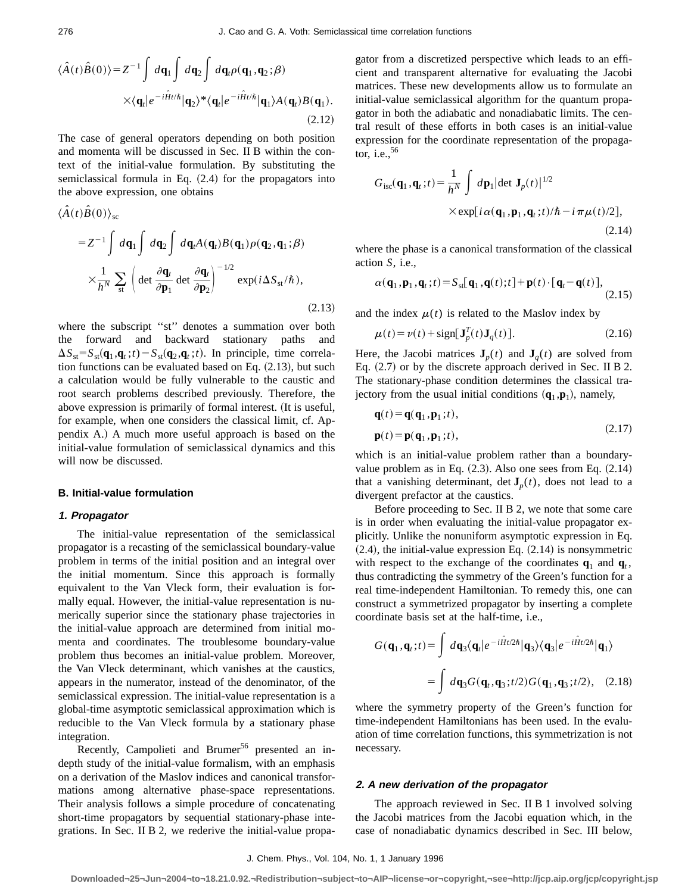$$\langle \hat{A}(t)\hat{B}(0)\rangle = Z^{-1}\int d\mathbf{q}_1 \int d\mathbf{q}_2 \int d\mathbf{q}_t \rho(\mathbf{q}_1,\mathbf{q}_2;\beta) \times \langle \mathbf{q}_t|e^{-i\hat{H}t/\hbar}|\mathbf{q}_2\rangle^* \langle \mathbf{q}_t|e^{-i\hat{H}t/\hbar}|\mathbf{q}_1\rangle A(\mathbf{q}_t)B(\mathbf{q}_1). \tag{2.12}$$

The case of general operators depending on both position and momenta will be discussed in Sec. II B within the context of the initial-value formulation. By substituting the semiclassical formula in Eq. (2.4) for the propagators into the above expression, one obtains

$$\langle \hat{A}(t)\hat{B}(0)\rangle_{\rm sc} = Z^{-1}\int d\mathbf{q}_1 \int d\mathbf{q}_2 \int d\mathbf{q}_t A(\mathbf{q}_t)B(\mathbf{q}_1)\rho(\mathbf{q}_2,\mathbf{q}_1;\beta) \times \frac{1}{h^N}\sum_{\rm st}\left(\det\frac{\partial \mathbf{q}_t}{\partial \mathbf{p}_1}\det\frac{\partial \mathbf{q}_t}{\partial \mathbf{p}_2}\right)^{-1/2}\exp(i\Delta S_{\rm st}/\hbar), \tag{2.13}$$

where the subscript ''st'' denotes a summation over both the forward and backward stationary paths and $\Delta S_{\rm st} = S_{\rm st}(\mathbf{q}_1,\mathbf{q}_t;t) - S_{\rm st}(\mathbf{q}_2,\mathbf{q}_t;t)$. In principle, time correlation functions can be evaluated based on Eq. (2.13), but such a calculation would be fully vulnerable to the caustic and root search problems described previously. Therefore, the above expression is primarily of formal interest. (It is useful, for example, when one considers the classical limit, cf. Appendix A.) A much more useful approach is based on the initial-value formulation of semiclassical dynamics and this will now be discussed.

### B. Initial-value formulation

#### *1. Propagator*

The initial-value representation of the semiclassical propagator is a recasting of the semiclassical boundary-value problem in terms of the initial position and an integral over the initial momentum. Since this approach is formally equivalent to the Van Vleck form, their evaluation is formally equal. However, the initial-value representation is numerically superior since the stationary phase trajectories in the initial-value approach are determined from initial momenta and coordinates. The troublesome boundary-value problem thus becomes an initial-value problem. Moreover, the Van Vleck determinant, which vanishes at the caustics, appears in the numerator, instead of the denominator, of the semiclassical expression. The initial-value representation is a global-time asymptotic semiclassical approximation which is reducible to the Van Vleck formula by a stationary phase integration.

Recently, Campolieti and Brumer[56] presented an in-depth study of the initial-value formalism, with an emphasis on a derivation of the Maslov indices and canonical transformations among alternative phase-space representations. Their analysis follows a simple procedure of concatenating short-time propagators by sequential stationary-phase integrations. In Sec. II B 2, we rederive the initial-value propagator from a discretized perspective which leads to an efficient and transparent alternative for evaluating the Jacobi matrices. These new developments allow us to formulate an initial-value semiclassical algorithm for the quantum propagator in both the adiabatic and nonadiabatic limits. The central result of these efforts in both cases is an initial-value expression for the coordinate representation of the propagator, i.e.,[56]

$$G_{\rm isc}(\mathbf{q}_1,\mathbf{q}_t;t) = \frac{1}{h^N}\int d\mathbf{p}_1 |\det \mathbf{J}_p(t)|^{1/2} \times \exp[i\alpha(\mathbf{q}_1,\mathbf{p}_1,\mathbf{q}_t;t)/\hbar - i\pi\mu(t)/2], \tag{2.14}$$

where the phase is a canonical transformation of the classical action $S$, i.e.,

$$\alpha(\mathbf{q}_1,\mathbf{p}_1,\mathbf{q}_t;t) = S_{\rm st}[\mathbf{q}_1,\mathbf{q}(t);t] + \mathbf{p}(t)\cdot[\mathbf{q}_t - \mathbf{q}(t)], \tag{2.15}$$

and the index $\mu(t)$ is related to the Maslov index by

$$\mu(t) = \nu(t) + \text{sign}[\mathbf{J}_p^T(t)\mathbf{J}_q(t)]. \tag{2.16}$$

Here, the Jacobi matrices $\mathbf{J}_p(t)$ and $\mathbf{J}_q(t)$ are solved from Eq. (2.7) or by the discrete approach derived in Sec. II B 2. The stationary-phase condition determines the classical trajectory from the usual initial conditions $(\mathbf{q}_1,\mathbf{p}_1)$, namely,

$$\mathbf{q}(t) = \mathbf{q}(\mathbf{q}_1,\mathbf{p}_1;t), \quad \mathbf{p}(t) = \mathbf{p}(\mathbf{q}_1,\mathbf{p}_1;t), \tag{2.17}$$

which is an initial-value problem rather than a boundary-value problem as in Eq. (2.3). Also one sees from Eq. (2.14) that a vanishing determinant, $\det \mathbf{J}_p(t)$, does not lead to a divergent prefactor at the caustics.

Before proceeding to Sec. II B 2, we note that some care is in order when evaluating the initial-value propagator explicitly. Unlike the nonuniform asymptotic expression in Eq. (2.4), the initial-value expression Eq. (2.14) is nonsymmetric with respect to the exchange of the coordinates $\mathbf{q}_1$ and $\mathbf{q}_t$, thus contradicting the symmetry of the Green's function for a real time-independent Hamiltonian. To remedy this, one can construct a symmetrized propagator by inserting a complete coordinate basis set at the half-time, i.e.,

$$G(\mathbf{q}_1,\mathbf{q}_t;t) = \int d\mathbf{q}_3 \langle \mathbf{q}_t|e^{-i\hat{H}t/2\hbar}|\mathbf{q}_3\rangle\langle \mathbf{q}_3|e^{-i\hat{H}t/2\hbar}|\mathbf{q}_1\rangle = \int d\mathbf{q}_3 G(\mathbf{q}_t,\mathbf{q}_3;t/2)G(\mathbf{q}_1,\mathbf{q}_3;t/2), \tag{2.18}$$

where the symmetry property of the Green's function for time-independent Hamiltonians has been used. In the evaluation of time correlation functions, this symmetrization is not necessary.

#### *2. A new derivation of the propagator*

The approach reviewed in Sec. II B 1 involved solving the Jacobi matrices from the Jacobi equation which, in the case of nonadiabatic dynamics described in Sec. III below,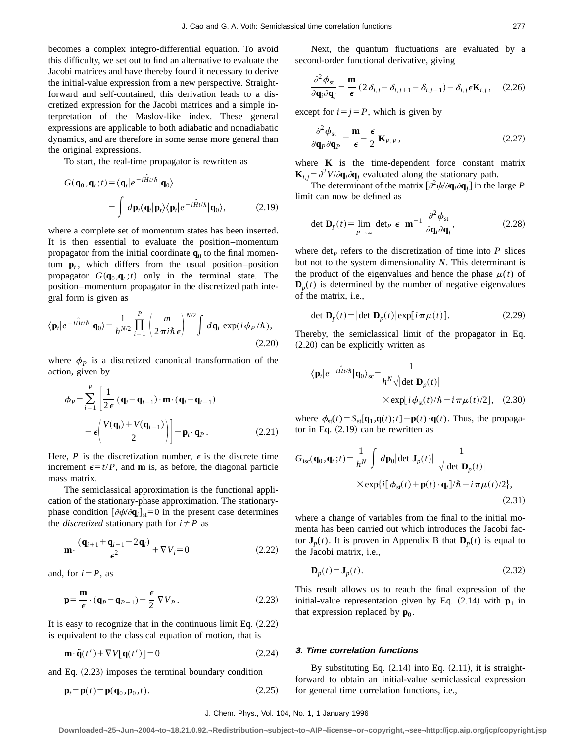becomes a complex integro-differential equation. To avoid this difficulty, we set out to find an alternative to evaluate the Jacobi matrices and have thereby found it necessary to derive the initial-value expression from a new perspective. Straightforward and self-contained, this derivation leads to a discretized expression for the Jacobi matrices and a simple interpretation of the Maslov-like index. These general expressions are applicable to both adiabatic and nonadiabatic dynamics, and are therefore in some sense more general than the original expressions.

To start, the real-time propagator is rewritten as

$$G(\mathbf{q}_0,\mathbf{q}_t;t)=\langle \mathbf{q}_t|e^{-i\hat{H}t/\hbar}|\mathbf{q}_0\rangle = \int d\mathbf{p}_t \langle \mathbf{q}_t|\mathbf{p}_t\rangle\langle \mathbf{p}_t|e^{-i\hat{H}t/\hbar}|\mathbf{q}_0\rangle, \tag{2.19}$$

where a complete set of momentum states has been inserted. It is then essential to evaluate the position–momentum propagator from the initial coordinate $\mathbf{q}_0$ to the final momentum $\mathbf{p}_t$, which differs from the usual position–position propagator $G(\mathbf{q}_0,\mathbf{q}_t;t)$ only in the terminal state. The position–momentum propagator in the discretized path integral form is given as

$$\langle \mathbf{p}_t|e^{-i\hat{H}t/\hbar}|\mathbf{q}_0\rangle = \frac{1}{h^{N/2}}\prod_{i=1}^{P}\left(\frac{m}{2\pi i\hbar\epsilon}\right)^{N/2}\int d\mathbf{q}_i \exp(i\phi_P/\hbar), \tag{2.20}$$

where $\phi_P$ is a discretized canonical transformation of the action, given by

$$\phi_P=\sum_{i=1}^{P}\left[\frac{1}{2\epsilon}(\mathbf{q}_i-\mathbf{q}_{i-1})\cdot\mathbf{m}\cdot(\mathbf{q}_i-\mathbf{q}_{i-1}) - \epsilon\left(\frac{V(\mathbf{q}_i)+V(\mathbf{q}_{i-1})}{2}\right)\right]-\mathbf{p}_t\cdot\mathbf{q}_P. \tag{2.21}$$

Here, $P$ is the discretization number, $\epsilon$ is the discrete time increment $\epsilon=t/P$, and $\mathbf{m}$ is, as before, the diagonal particle mass matrix.

The semiclassical approximation is the functional application of the stationary-phase approximation. The stationary-phase condition $[\partial\phi/\partial\mathbf{q}_i]_{\mathrm{st}}=0$ in the present case determines the *discretized* stationary path for $i\neq P$ as

$$\mathbf{m}\cdot\frac{(\mathbf{q}_{i+1}+\mathbf{q}_{i-1}-2\mathbf{q}_i)}{\epsilon^2}+\nabla V_i=0 \tag{2.22}$$

and, for $i=P$, as

$$\mathbf{p}=\frac{\mathbf{m}}{\epsilon}\cdot(\mathbf{q}_P-\mathbf{q}_{P-1})-\frac{\epsilon}{2}\nabla V_P. \tag{2.23}$$

It is easy to recognize that in the continuous limit Eq. (2.22) is equivalent to the classical equation of motion, that is

$$\mathbf{m}\cdot\ddot{\mathbf{q}}(t')+\nabla V[\mathbf{q}(t')]=0 \tag{2.24}$$

and Eq. (2.23) imposes the terminal boundary condition

$$\mathbf{p}_t=\mathbf{p}(t)=\mathbf{p}(\mathbf{q}_0,\mathbf{p}_0,t). \tag{2.25}$$

Next, the quantum fluctuations are evaluated by a second-order functional derivative, giving

$$\frac{\partial^2\phi_{\mathrm{st}}}{\partial\mathbf{q}_i\partial\mathbf{q}_j}=\frac{\mathbf{m}}{\epsilon}(2\delta_{i,j}-\delta_{i,j+1}-\delta_{i,j-1})-\delta_{i,j}\epsilon\mathbf{K}_{i,j}, \tag{2.26}$$

except for $i=j=P$, which is given by

$$\frac{\partial^2\phi_{\mathrm{st}}}{\partial\mathbf{q}_P\partial\mathbf{q}_P}=\frac{\mathbf{m}}{\epsilon}-\frac{\epsilon}{2}\mathbf{K}_{P,P}, \tag{2.27}$$

where $\mathbf{K}$ is the time-dependent force constant matrix $\mathbf{K}_{i,j}=\partial^2V/\partial\mathbf{q}_i\partial\mathbf{q}_j$ evaluated along the stationary path.

The determinant of the matrix $[\partial^2\phi/\partial\mathbf{q}_i\partial\mathbf{q}_j]$ in the large $P$ limit can now be defined as

$$\det\mathbf{D}_p(t)=\lim_{P\to\infty}\det{}_P\ \epsilon\ \mathbf{m}^{-1}\frac{\partial^2\phi_{\mathrm{st}}}{\partial\mathbf{q}_i\partial\mathbf{q}_j}, \tag{2.28}$$

where $\det_P$ refers to the discretization of time into $P$ slices but not to the system dimensionality $N$. This determinant is the product of the eigenvalues and hence the phase $\mu(t)$ of $\mathbf{D}_p(t)$ is determined by the number of negative eigenvalues of the matrix, i.e.,

$$\det\mathbf{D}_p(t)=|\det\mathbf{D}_p(t)|\exp[i\pi\mu(t)]. \tag{2.29}$$

Thereby, the semiclassical limit of the propagator in Eq. (2.20) can be explicitly written as

$$\langle\mathbf{p}_t|e^{-i\hat{H}t/\hbar}|\mathbf{q}_0\rangle_{\mathrm{sc}}=\frac{1}{h^N\sqrt{|\det\mathbf{D}_p(t)|}}\times\exp[i\phi_{\mathrm{st}}(t)/\hbar-i\pi\mu(t)/2], \tag{2.30}$$

where $\phi_{\mathrm{st}}(t)=S_{\mathrm{st}}[\mathbf{q}_1,\mathbf{q}(t);t]-\mathbf{p}(t)\cdot\mathbf{q}(t)$. Thus, the propagator in Eq. (2.19) can be rewritten as

$$G_{\mathrm{isc}}(\mathbf{q}_0,\mathbf{q}_t;t)=\frac{1}{h^N}\int d\mathbf{p}_0|\det\mathbf{J}_p(t)|\frac{1}{\sqrt{|\det\mathbf{D}_p(t)|}}\times\exp\{i[\phi_{\mathrm{st}}(t)+\mathbf{p}(t)\cdot\mathbf{q}_t]/\hbar-i\pi\mu(t)/2\}, \tag{2.31}$$

where a change of variables from the final to the initial momenta has been carried out which introduces the Jacobi factor $\mathbf{J}_p(t)$. It is proven in Appendix B that $\mathbf{D}_p(t)$ is equal to the Jacobi matrix, i.e.,

$$\mathbf{D}_p(t)=\mathbf{J}_p(t). \tag{2.32}$$

This result allows us to reach the final expression of the initial-value representation given by Eq. (2.14) with $\mathbf{p}_1$ in that expression replaced by $\mathbf{p}_0$.

### 3. Time correlation functions

By substituting Eq. (2.14) into Eq. (2.11), it is straightforward to obtain an initial-value semiclassical expression for general time correlation functions, i.e.,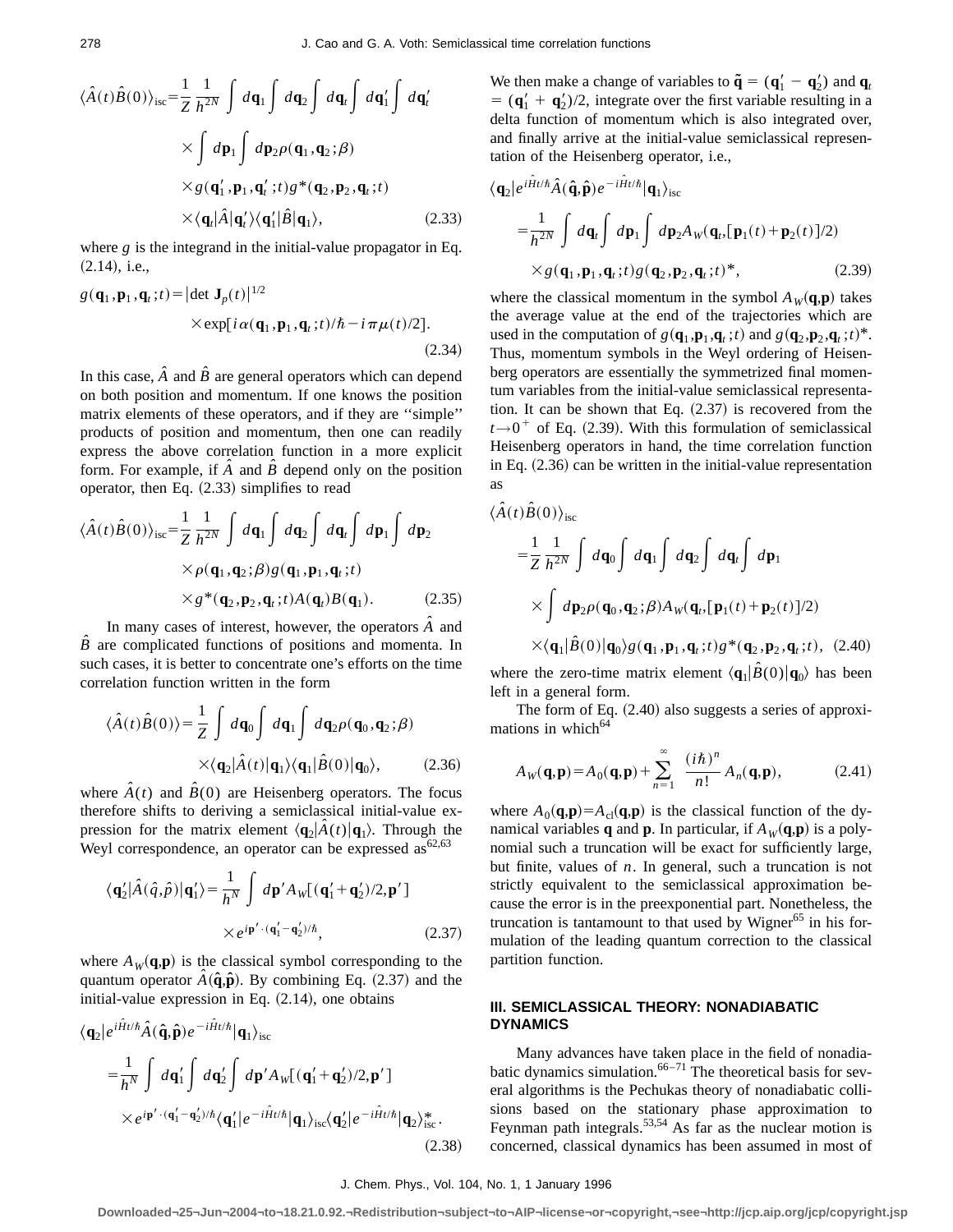$$\langle \hat{A}(t)\hat{B}(0)\rangle_{\rm isc} = \frac{1}{Z}\frac{1}{h^{2N}} \int d\mathbf{q}_1 \int d\mathbf{q}_2 \int d\mathbf{q}_t \int d\mathbf{q}_1' \int d\mathbf{q}_t'$$
$$\times \int d\mathbf{p}_1 \int d\mathbf{p}_2 \rho(\mathbf{q}_1,\mathbf{q}_2;\beta)$$
$$\times g(\mathbf{q}_1',\mathbf{p}_1,\mathbf{q}_t';t) g^*(\mathbf{q}_2,\mathbf{p}_2,\mathbf{q}_t;t)$$
$$\times \langle \mathbf{q}_t|\hat{A}|\mathbf{q}_t'\rangle\langle \mathbf{q}_1'|\hat{B}|\mathbf{q}_1\rangle, \tag{2.33}$$

where $g$ is the integrand in the initial-value propagator in Eq. (2.14), i.e.,

$$g(\mathbf{q}_1,\mathbf{p}_1,\mathbf{q}_t;t) = |\det \mathbf{J}_p(t)|^{1/2}$$
$$\times \exp[i\alpha(\mathbf{q}_1,\mathbf{p}_1,\mathbf{q}_t;t)/\hbar - i\pi\mu(t)/2]. \tag{2.34}$$

In this case, $\hat{A}$ and $\hat{B}$ are general operators which can depend on both position and momentum. If one knows the position matrix elements of these operators, and if they are ''simple'' products of position and momentum, then one can readily express the above correlation function in a more explicit form. For example, if $\hat{A}$ and $\hat{B}$ depend only on the position operator, then Eq. (2.33) simplifies to read

$$\langle \hat{A}(t)\hat{B}(0)\rangle_{\rm isc} = \frac{1}{Z}\frac{1}{h^{2N}} \int d\mathbf{q}_1 \int d\mathbf{q}_2 \int d\mathbf{q}_t \int d\mathbf{p}_1 \int d\mathbf{p}_2$$
$$\times \rho(\mathbf{q}_1,\mathbf{q}_2;\beta) g(\mathbf{q}_1,\mathbf{p}_1,\mathbf{q}_t;t)$$
$$\times g^*(\mathbf{q}_2,\mathbf{p}_2,\mathbf{q}_t;t) A(\mathbf{q}_t) B(\mathbf{q}_1). \tag{2.35}$$

In many cases of interest, however, the operators $\hat{A}$ and $\hat{B}$ are complicated functions of positions and momenta. In such cases, it is better to concentrate one's efforts on the time correlation function written in the form

$$\langle \hat{A}(t)\hat{B}(0)\rangle = \frac{1}{Z} \int d\mathbf{q}_0 \int d\mathbf{q}_1 \int d\mathbf{q}_2 \rho(\mathbf{q}_0,\mathbf{q}_2;\beta)$$
$$\times \langle \mathbf{q}_2|\hat{A}(t)|\mathbf{q}_1\rangle\langle \mathbf{q}_1|\hat{B}(0)|\mathbf{q}_0\rangle, \tag{2.36}$$

where $\hat{A}(t)$ and $\hat{B}(0)$ are Heisenberg operators. The focus therefore shifts to deriving a semiclassical initial-value expression for the matrix element $\langle \mathbf{q}_2|\hat{A}(t)|\mathbf{q}_1\rangle$. Through the Weyl correspondence, an operator can be expressed as[62,63]

$$\langle \mathbf{q}_2'|\hat{A}(\hat{q},\hat{p})|\mathbf{q}_1'\rangle = \frac{1}{h^N} \int d\mathbf{p}' A_W[(\mathbf{q}_1'+\mathbf{q}_2')/2,\mathbf{p}']$$
$$\times e^{i\mathbf{p}'\cdot(\mathbf{q}_1'-\mathbf{q}_2')/\hbar}, \tag{2.37}$$

where $A_W(\mathbf{q},\mathbf{p})$ is the classical symbol corresponding to the quantum operator $\hat{A}(\hat{\mathbf{q}},\hat{\mathbf{p}})$. By combining Eq. (2.37) and the initial-value expression in Eq. (2.14), one obtains

$$\langle \mathbf{q}_2|e^{i\hat{H}t/\hbar}\hat{A}(\hat{\mathbf{q}},\hat{\mathbf{p}})e^{-i\hat{H}t/\hbar}|\mathbf{q}_1\rangle_{\rm isc}$$
$$= \frac{1}{h^N} \int d\mathbf{q}_1' \int d\mathbf{q}_2' \int d\mathbf{p}' A_W[(\mathbf{q}_1'+\mathbf{q}_2')/2,\mathbf{p}']$$
$$\times e^{i\mathbf{p}'\cdot(\mathbf{q}_1'-\mathbf{q}_2')/\hbar}\langle \mathbf{q}_1'|e^{-i\hat{H}t/\hbar}|\mathbf{q}_1\rangle_{\rm isc}\langle \mathbf{q}_2'|e^{-i\hat{H}t/\hbar}|\mathbf{q}_2\rangle_{\rm isc}^*. \tag{2.38}$$

We then make a change of variables to $\tilde{\mathbf{q}} = (\mathbf{q}_1' - \mathbf{q}_2')$ and $\mathbf{q}_t = (\mathbf{q}_1' + \mathbf{q}_2')/2$, integrate over the first variable resulting in a delta function of momentum which is also integrated over, and finally arrive at the initial-value semiclassical representation of the Heisenberg operator, i.e.,

$$\langle \mathbf{q}_2|e^{i\hat{H}t/\hbar}\hat{A}(\hat{\mathbf{q}},\hat{\mathbf{p}})e^{-i\hat{H}t/\hbar}|\mathbf{q}_1\rangle_{\rm isc}$$
$$= \frac{1}{h^{2N}} \int d\mathbf{q}_t \int d\mathbf{p}_1 \int d\mathbf{p}_2 A_W(\mathbf{q}_t,[\mathbf{p}_1(t)+\mathbf{p}_2(t)]/2)$$
$$\times g(\mathbf{q}_1,\mathbf{p}_1,\mathbf{q}_t;t) g(\mathbf{q}_2,\mathbf{p}_2,\mathbf{q}_t;t)^*, \tag{2.39}$$

where the classical momentum in the symbol $A_W(\mathbf{q},\mathbf{p})$ takes the average value at the end of the trajectories which are used in the computation of $g(\mathbf{q}_1,\mathbf{p}_1,\mathbf{q}_t;t)$ and $g(\mathbf{q}_2,\mathbf{p}_2,\mathbf{q}_t;t)^*$. Thus, momentum symbols in the Weyl ordering of Heisenberg operators are essentially the symmetrized final momentum variables from the initial-value semiclassical representation. It can be shown that Eq. (2.37) is recovered from the $t\to 0^+$ of Eq. (2.39). With this formulation of semiclassical Heisenberg operators in hand, the time correlation function in Eq. (2.36) can be written in the initial-value representation as

$$\langle \hat{A}(t)\hat{B}(0)\rangle_{\rm isc}$$
$$= \frac{1}{Z}\frac{1}{h^{2N}} \int d\mathbf{q}_0 \int d\mathbf{q}_1 \int d\mathbf{q}_2 \int d\mathbf{q}_t \int d\mathbf{p}_1$$
$$\times \int d\mathbf{p}_2 \rho(\mathbf{q}_0,\mathbf{q}_2;\beta) A_W(\mathbf{q}_t,[\mathbf{p}_1(t)+\mathbf{p}_2(t)]/2)$$
$$\times \langle \mathbf{q}_1|\hat{B}(0)|\mathbf{q}_0\rangle g(\mathbf{q}_1,\mathbf{p}_1,\mathbf{q}_t;t) g^*(\mathbf{q}_2,\mathbf{p}_2,\mathbf{q}_t;t), \tag{2.40}$$

where the zero-time matrix element $\langle \mathbf{q}_1|\hat{B}(0)|\mathbf{q}_0\rangle$ has been left in a general form.

The form of Eq. (2.40) also suggests a series of approximations in which[64]

$$A_W(\mathbf{q},\mathbf{p}) = A_0(\mathbf{q},\mathbf{p}) + \sum_{n=1}^{\infty} \frac{(i\hbar)^n}{n!} A_n(\mathbf{q},\mathbf{p}), \tag{2.41}$$

where $A_0(\mathbf{q},\mathbf{p}) = A_{\rm cl}(\mathbf{q},\mathbf{p})$ is the classical function of the dynamical variables $\mathbf{q}$ and $\mathbf{p}$. In particular, if $A_W(\mathbf{q},\mathbf{p})$ is a polynomial such a truncation will be exact for sufficiently large, but finite, values of $n$. In general, such a truncation is not strictly equivalent to the semiclassical approximation because the error is in the preexponential part. Nonetheless, the truncation is tantamount to that used by Wigner[65] in his formulation of the leading quantum correction to the classical partition function.

## III. SEMICLASSICAL THEORY: NONADIABATIC DYNAMICS

Many advances have taken place in the field of nonadiabatic dynamics simulation.[66–71] The theoretical basis for several algorithms is the Pechukas theory of nonadiabatic collisions based on the stationary phase approximation to Feynman path integrals.[53,54] As far as the nuclear motion is concerned, classical dynamics has been assumed in most of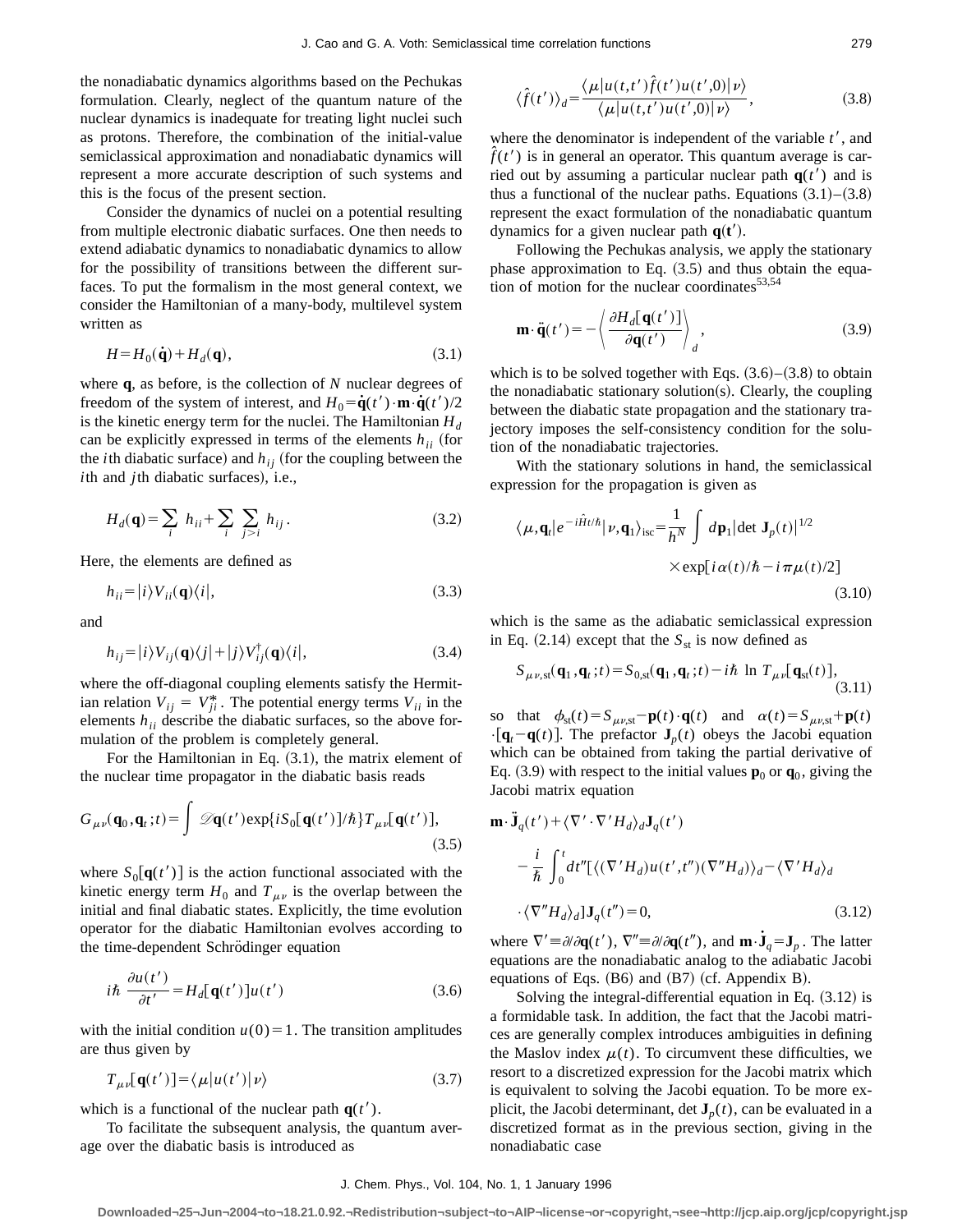the nonadiabatic dynamics algorithms based on the Pechukas formulation. Clearly, neglect of the quantum nature of the nuclear dynamics is inadequate for treating light nuclei such as protons. Therefore, the combination of the initial-value semiclassical approximation and nonadiabatic dynamics will represent a more accurate description of such systems and this is the focus of the present section.

Consider the dynamics of nuclei on a potential resulting from multiple electronic diabatic surfaces. One then needs to extend adiabatic dynamics to nonadiabatic dynamics to allow for the possibility of transitions between the different surfaces. To put the formalism in the most general context, we consider the Hamiltonian of a many-body, multilevel system written as

$$H=H_0(\dot{\mathbf{q}})+H_d(\mathbf{q}), \tag{3.1}$$

where $\mathbf{q}$, as before, is the collection of $N$ nuclear degrees of freedom of the system of interest, and $H_0=\dot{\mathbf{q}}(t')\cdot\mathbf{m}\cdot\dot{\mathbf{q}}(t')/2$ is the kinetic energy term for the nuclei. The Hamiltonian $H_d$ can be explicitly expressed in terms of the elements $h_{ii}$ (for the $i$th diabatic surface) and $h_{ij}$ (for the coupling between the $i$th and $j$th diabatic surfaces), i.e.,

$$H_d(\mathbf{q})=\sum_i h_{ii}+\sum_i\sum_{j>i} h_{ij}. \tag{3.2}$$

Here, the elements are defined as

$$h_{ii}=|i\rangle V_{ii}(\mathbf{q})\langle i|, \tag{3.3}$$

and

$$h_{ij}=|i\rangle V_{ij}(\mathbf{q})\langle j|+|j\rangle V_{ij}^{\dagger}(\mathbf{q})\langle i|, \tag{3.4}$$

where the off-diagonal coupling elements satisfy the Hermitian relation $V_{ij}=V_{ji}^{*}$. The potential energy terms $V_{ii}$ in the elements $h_{ii}$ describe the diabatic surfaces, so the above formulation of the problem is completely general.

For the Hamiltonian in Eq. (3.1), the matrix element of the nuclear time propagator in the diabatic basis reads

$$G_{\mu\nu}(\mathbf{q}_0,\mathbf{q}_t;t)=\int \mathscr{D}\mathbf{q}(t')\exp\{iS_0[\mathbf{q}(t')]/\hbar\}T_{\mu\nu}[\mathbf{q}(t')], \tag{3.5}$$

where $S_0[\mathbf{q}(t')]$ is the action functional associated with the kinetic energy term $H_0$ and $T_{\mu\nu}$ is the overlap between the initial and final diabatic states. Explicitly, the time evolution operator for the diabatic Hamiltonian evolves according to the time-dependent Schrödinger equation

$$i\hbar\,\frac{\partial u(t')}{\partial t'}=H_d[\mathbf{q}(t')]u(t') \tag{3.6}$$

with the initial condition $u(0)=1$. The transition amplitudes are thus given by

$$T_{\mu\nu}[\mathbf{q}(t')]=\langle\mu|u(t')|\nu\rangle \tag{3.7}$$

which is a functional of the nuclear path $\mathbf{q}(t')$.

To facilitate the subsequent analysis, the quantum average over the diabatic basis is introduced as

$$\langle\hat{f}(t')\rangle_d=\frac{\langle\mu|u(t,t')\hat{f}(t')u(t',0)|\nu\rangle}{\langle\mu|u(t,t')u(t',0)|\nu\rangle}, \tag{3.8}$$

where the denominator is independent of the variable $t'$, and $\hat{f}(t')$ is in general an operator. This quantum average is carried out by assuming a particular nuclear path $\mathbf{q}(t')$ and is thus a functional of the nuclear paths. Equations (3.1)–(3.8) represent the exact formulation of the nonadiabatic quantum dynamics for a given nuclear path $\mathbf{q}(\mathbf{t}')$.

Following the Pechukas analysis, we apply the stationary phase approximation to Eq. (3.5) and thus obtain the equation of motion for the nuclear coordinates[53,54]

$$\mathbf{m}\cdot\ddot{\mathbf{q}}(t')=-\left\langle\frac{\partial H_d[\mathbf{q}(t')]}{\partial\mathbf{q}(t')}\right\rangle_d, \tag{3.9}$$

which is to be solved together with Eqs. (3.6)–(3.8) to obtain the nonadiabatic stationary solution(s). Clearly, the coupling between the diabatic state propagation and the stationary trajectory imposes the self-consistency condition for the solution of the nonadiabatic trajectories.

With the stationary solutions in hand, the semiclassical expression for the propagation is given as

$$\langle\mu,\mathbf{q}_t|e^{-i\hat{H}t/\hbar}|\nu,\mathbf{q}_1\rangle_{\rm isc}=\frac{1}{h^N}\int d\mathbf{p}_1|\det\mathbf{J}_p(t)|^{1/2}\times\exp[i\alpha(t)/\hbar-i\pi\mu(t)/2] \tag{3.10}$$

which is the same as the adiabatic semiclassical expression in Eq. (2.14) except that the $S_{\rm st}$ is now defined as

$$S_{\mu\nu,\rm st}(\mathbf{q}_1,\mathbf{q}_t;t)=S_{0,\rm st}(\mathbf{q}_1,\mathbf{q}_t;t)-i\hbar\,\ln\,T_{\mu\nu}[\mathbf{q}_{\rm st}(t)], \tag{3.11}$$

so that $\phi_{\rm st}(t)=S_{\mu\nu,\rm st}-\mathbf{p}(t)\cdot\mathbf{q}(t)$ and $\alpha(t)=S_{\mu\nu,\rm st}+\mathbf{p}(t)\cdot[\mathbf{q}_t-\mathbf{q}(t)]$. The prefactor $\mathbf{J}_p(t)$ obeys the Jacobi equation which can be obtained from taking the partial derivative of Eq. (3.9) with respect to the initial values $\mathbf{p}_0$ or $\mathbf{q}_0$, giving the Jacobi matrix equation

$$\begin{aligned}&\mathbf{m}\cdot\ddot{\mathbf{J}}_q(t')+\langle\nabla'\cdot\nabla' H_d\rangle_d\mathbf{J}_q(t')\\&-\frac{i}{\hbar}\int_0^t dt''[\langle(\nabla' H_d)u(t',t'')(\nabla'' H_d)\rangle_d-\langle\nabla' H_d\rangle_d\\&\cdot\langle\nabla'' H_d\rangle_d]\mathbf{J}_q(t'')=0,\end{aligned} \tag{3.12}$$

where $\nabla'\equiv\partial/\partial\mathbf{q}(t')$, $\nabla''\equiv\partial/\partial\mathbf{q}(t'')$, and $\mathbf{m}\cdot\dot{\mathbf{J}}_q=\mathbf{J}_p$. The latter equations are the nonadiabatic analog to the adiabatic Jacobi equations of Eqs. (B6) and (B7) (cf. Appendix B).

Solving the integral-differential equation in Eq. (3.12) is a formidable task. In addition, the fact that the Jacobi matrices are generally complex introduces ambiguities in defining the Maslov index $\mu(t)$. To circumvent these difficulties, we resort to a discretized expression for the Jacobi matrix which is equivalent to solving the Jacobi equation. To be more explicit, the Jacobi determinant, $\det\mathbf{J}_p(t)$, can be evaluated in a discretized format as in the previous section, giving in the nonadiabatic case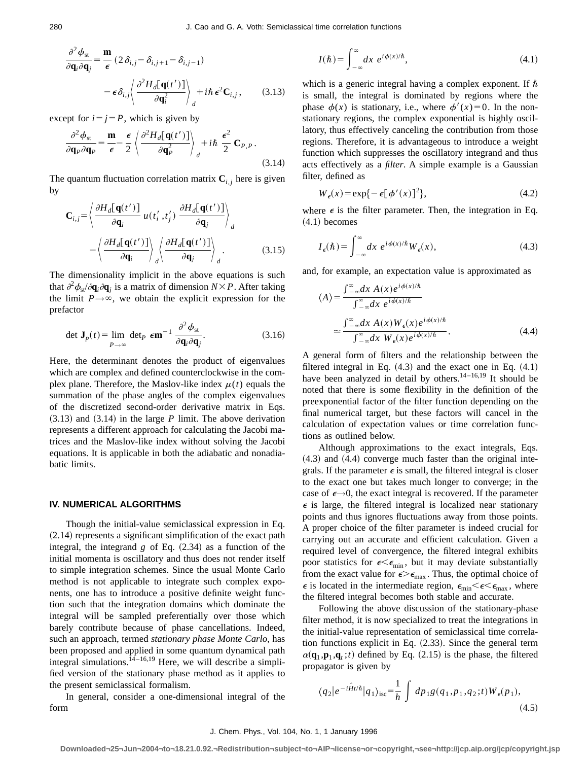$$\frac{\partial^2 \phi_{\rm st}}{\partial \mathbf{q}_i \partial \mathbf{q}_j} = \frac{\mathbf{m}}{\epsilon} (2\delta_{i,j} - \delta_{i,j+1} - \delta_{i,j-1}) - \epsilon \delta_{i,j} \left\langle \frac{\partial^2 H_d[\mathbf{q}(t')]}{\partial \mathbf{q}_i^2} \right\rangle_d + i\hbar \epsilon^2 \mathbf{C}_{i,j}, \tag{3.13}$$

except for $i=j=P$, which is given by

$$\frac{\partial^2 \phi_{\rm st}}{\partial \mathbf{q}_P \partial \mathbf{q}_P} = \frac{\mathbf{m}}{\epsilon} - \frac{\epsilon}{2} \left\langle \frac{\partial^2 H_d[\mathbf{q}(t')]}{\partial \mathbf{q}_P^2} \right\rangle_d + i\hbar \frac{\epsilon^2}{2} \mathbf{C}_{P,P}. \tag{3.14}$$

The quantum fluctuation correlation matrix $\mathbf{C}_{i,j}$ here is given by

$$\mathbf{C}_{i,j} = \left\langle \frac{\partial H_d[\mathbf{q}(t')]}{\partial \mathbf{q}_i} u(t_i', t_j') \frac{\partial H_d[\mathbf{q}(t')]}{\partial \mathbf{q}_j} \right\rangle_d - \left\langle \frac{\partial H_d[\mathbf{q}(t')]}{\partial \mathbf{q}_i} \right\rangle_d \left\langle \frac{\partial H_d[\mathbf{q}(t')]}{\partial \mathbf{q}_j} \right\rangle_d. \tag{3.15}$$

The dimensionality implicit in the above equations is such that $\partial^2 \phi_{\rm st}/\partial \mathbf{q}_i \partial \mathbf{q}_j$ is a matrix of dimension $N \times P$. After taking the limit $P \to \infty$, we obtain the explicit expression for the prefactor

$$\det \mathbf{J}_p(t) = \lim_{P \to \infty} \det{}_P\, \epsilon \mathbf{m}^{-1} \frac{\partial^2 \phi_{\rm st}}{\partial \mathbf{q}_i \partial \mathbf{q}_j}. \tag{3.16}$$

Here, the determinant denotes the product of eigenvalues which are complex and defined counterclockwise in the complex plane. Therefore, the Maslov-like index $\mu(t)$ equals the summation of the phase angles of the complex eigenvalues of the discretized second-order derivative matrix in Eqs. (3.13) and (3.14) in the large $P$ limit. The above derivation represents a different approach for calculating the Jacobi matrices and the Maslov-like index without solving the Jacobi equations. It is applicable in both the adiabatic and nonadiabatic limits.

## IV. NUMERICAL ALGORITHMS

Though the initial-value semiclassical expression in Eq. (2.14) represents a significant simplification of the exact path integral, the integrand $g$ of Eq. (2.34) as a function of the initial momenta is oscillatory and thus does not render itself to simple integration schemes. Since the usual Monte Carlo method is not applicable to integrate such complex exponents, one has to introduce a positive definite weight function such that the integration domains which dominate the integral will be sampled preferentially over those which barely contribute because of phase cancellations. Indeed, such an approach, termed *stationary phase Monte Carlo*, has been proposed and applied in some quantum dynamical path integral simulations.[14–16,19] Here, we will describe a simplified version of the stationary phase method as it applies to the present semiclassical formalism.

In general, consider a one-dimensional integral of the form

$$I(\hbar) = \int_{-\infty}^{\infty} dx\, e^{i\phi(x)/\hbar}, \tag{4.1}$$

which is a generic integral having a complex exponent. If $\hbar$ is small, the integral is dominated by regions where the phase $\phi(x)$ is stationary, i.e., where $\phi'(x)=0$. In the nonstationary regions, the complex exponential is highly oscillatory, thus effectively canceling the contribution from those regions. Therefore, it is advantageous to introduce a weight function which suppresses the oscillatory integrand and thus acts effectively as a *filter*. A simple example is a Gaussian filter, defined as

$$W_\epsilon(x) = \exp\{-\epsilon[\phi'(x)]^2\}, \tag{4.2}$$

where $\epsilon$ is the filter parameter. Then, the integration in Eq. (4.1) becomes

$$I_\epsilon(\hbar) = \int_{-\infty}^{\infty} dx\, e^{i\phi(x)/\hbar} W_\epsilon(x), \tag{4.3}$$

and, for example, an expectation value is approximated as

$$\langle A \rangle = \frac{\int_{-\infty}^{\infty} dx\, A(x) e^{i\phi(x)/\hbar}}{\int_{-\infty}^{\infty} dx\, e^{i\phi(x)/\hbar}} \simeq \frac{\int_{-\infty}^{\infty} dx\, A(x) W_\epsilon(x) e^{i\phi(x)/\hbar}}{\int_{-\infty}^{\infty} dx\, W_\epsilon(x) e^{i\phi(x)/\hbar}}. \tag{4.4}$$

A general form of filters and the relationship between the filtered integral in Eq. (4.3) and the exact one in Eq. (4.1) have been analyzed in detail by others.[14–16,19] It should be noted that there is some flexibility in the definition of the preexponential factor of the filter function depending on the final numerical target, but these factors will cancel in the calculation of expectation values or time correlation functions as outlined below.

Although approximations to the exact integrals, Eqs. (4.3) and (4.4) converge much faster than the original integrals. If the parameter $\epsilon$ is small, the filtered integral is closer to the exact one but takes much longer to converge; in the case of $\epsilon \to 0$, the exact integral is recovered. If the parameter $\epsilon$ is large, the filtered integral is localized near stationary points and thus ignores fluctuations away from those points. A proper choice of the filter parameter is indeed crucial for carrying out an accurate and efficient calculation. Given a required level of convergence, the filtered integral exhibits poor statistics for $\epsilon < \epsilon_{\rm min}$, but it may deviate substantially from the exact value for $\epsilon > \epsilon_{\rm max}$. Thus, the optimal choice of $\epsilon$ is located in the intermediate region, $\epsilon_{\rm min} < \epsilon < \epsilon_{\rm max}$, where the filtered integral becomes both stable and accurate.

Following the above discussion of the stationary-phase filter method, it is now specialized to treat the integrations in the initial-value representation of semiclassical time correlation functions explicit in Eq. (2.33). Since the general term $\alpha(\mathbf{q}_1, \mathbf{p}_1, \mathbf{q}_t; t)$ defined by Eq. (2.15) is the phase, the filtered propagator is given by

$$\langle q_2 | e^{-i\hat{H}t/\hbar} | q_1 \rangle_{\rm isc} = \frac{1}{h} \int dp_1 g(q_1, p_1, q_2; t) W_\epsilon(p_1), \tag{4.5}$$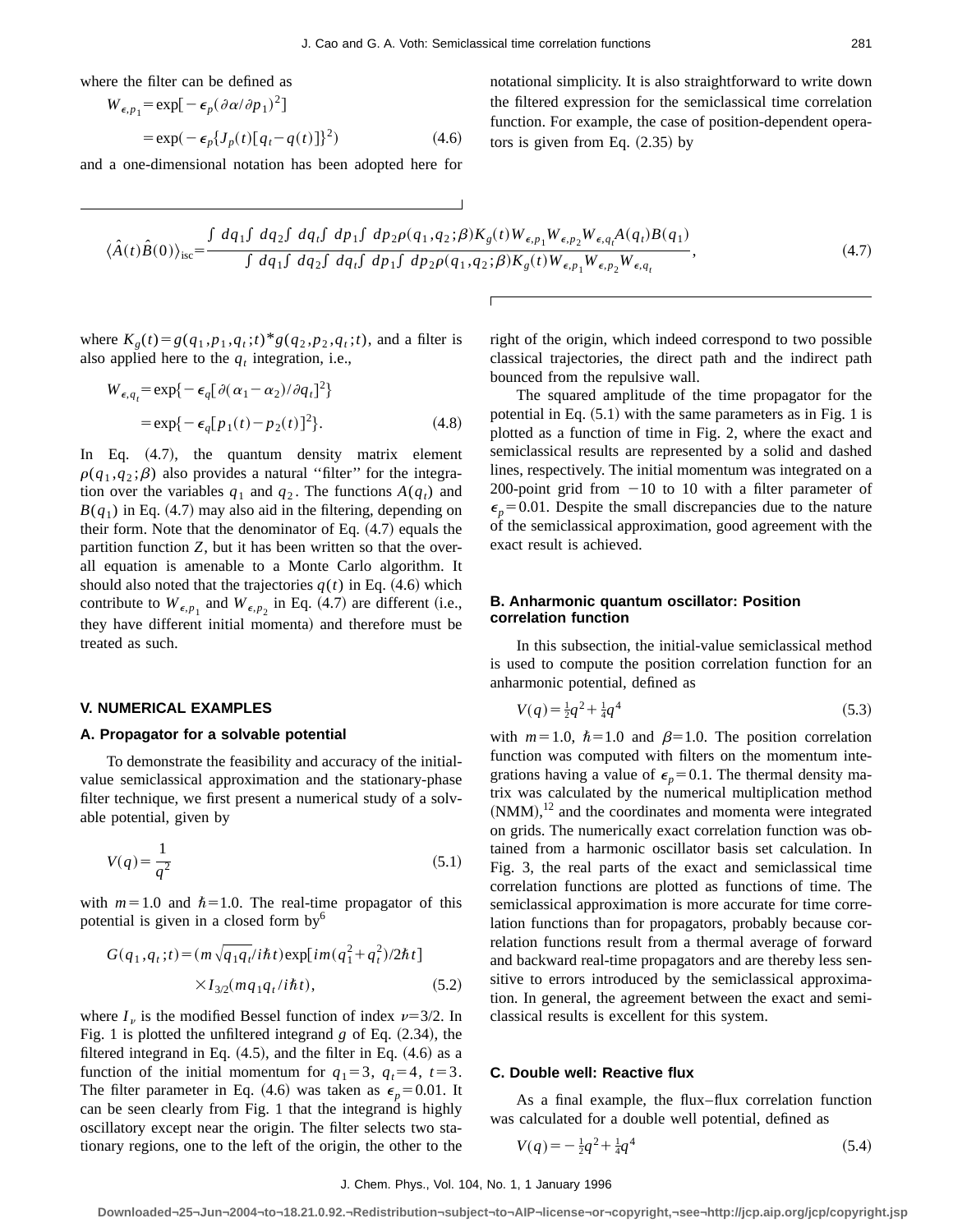where the filter can be defined as

$$W_{\epsilon,p_1} = \exp[-\epsilon_p(\partial\alpha/\partial p_1)^2]$$
$$= \exp(-\epsilon_p\{J_p(t)[q_t - q(t)]\}^2) \qquad (4.6)$$

and a one-dimensional notation has been adopted here for notational simplicity. It is also straightforward to write down the filtered expression for the semiclassical time correlation function. For example, the case of position-dependent operators is given from Eq. (2.35) by

$$\langle \hat{A}(t)\hat{B}(0)\rangle_{\rm isc} = \frac{\int dq_1 \int dq_2 \int dq_t \int dp_1 \int dp_2 \rho(q_1,q_2;\beta) K_g(t) W_{\epsilon,p_1} W_{\epsilon,p_2} W_{\epsilon,q_t} A(q_t) B(q_1)}{\int dq_1 \int dq_2 \int dq_t \int dp_1 \int dp_2 \rho(q_1,q_2;\beta) K_g(t) W_{\epsilon,p_1} W_{\epsilon,p_2} W_{\epsilon,q_t}}, \qquad (4.7)$$

where $K_g(t) = g(q_1,p_1,q_t;t)^* g(q_2,p_2,q_t;t)$, and a filter is also applied here to the $q_t$ integration, i.e.,

$$W_{\epsilon,q_t} = \exp\{-\epsilon_q[\partial(\alpha_1-\alpha_2)/\partial q_t]^2\}$$
$$= \exp\{-\epsilon_q[p_1(t)-p_2(t)]^2\}. \qquad (4.8)$$

In Eq. (4.7), the quantum density matrix element $\rho(q_1,q_2;\beta)$ also provides a natural "filter" for the integration over the variables $q_1$ and $q_2$. The functions $A(q_t)$ and $B(q_1)$ in Eq. (4.7) may also aid in the filtering, depending on their form. Note that the denominator of Eq. (4.7) equals the partition function $Z$, but it has been written so that the overall equation is amenable to a Monte Carlo algorithm. It should also noted that the trajectories $q(t)$ in Eq. (4.6) which contribute to $W_{\epsilon,p_1}$ and $W_{\epsilon,p_2}$ in Eq. (4.7) are different (i.e., they have different initial momenta) and therefore must be treated as such.

## V. NUMERICAL EXAMPLES

### A. Propagator for a solvable potential

To demonstrate the feasibility and accuracy of the initial-value semiclassical approximation and the stationary-phase filter technique, we first present a numerical study of a solvable potential, given by

$$V(q) = \frac{1}{q^2} \qquad (5.1)$$

with $m=1.0$ and $\hbar=1.0$. The real-time propagator of this potential is given in a closed form by[6]

$$G(q_1,q_t;t) = (m\sqrt{q_1 q_t}/i\hbar t)\exp[im(q_1^2+q_t^2)/2\hbar t]$$
$$\times I_{3/2}(mq_1q_t/i\hbar t), \qquad (5.2)$$

where $I_\nu$ is the modified Bessel function of index $\nu=3/2$. In Fig. 1 is plotted the unfiltered integrand $g$ of Eq. (2.34), the filtered integrand in Eq. (4.5), and the filter in Eq. (4.6) as a function of the initial momentum for $q_1=3$, $q_t=4$, $t=3$. The filter parameter in Eq. (4.6) was taken as $\epsilon_p=0.01$. It can be seen clearly from Fig. 1 that the integrand is highly oscillatory except near the origin. The filter selects two stationary regions, one to the left of the origin, the other to the right of the origin, which indeed correspond to two possible classical trajectories, the direct path and the indirect path bounced from the repulsive wall.

The squared amplitude of the time propagator for the potential in Eq. (5.1) with the same parameters as in Fig. 1 is plotted as a function of time in Fig. 2, where the exact and semiclassical results are represented by a solid and dashed lines, respectively. The initial momentum was integrated on a 200-point grid from $-10$ to 10 with a filter parameter of $\epsilon_p=0.01$. Despite the small discrepancies due to the nature of the semiclassical approximation, good agreement with the exact result is achieved.

### B. Anharmonic quantum oscillator: Position correlation function

In this subsection, the initial-value semiclassical method is used to compute the position correlation function for an anharmonic potential, defined as

$$V(q) = \tfrac{1}{2}q^2 + \tfrac{1}{4}q^4 \qquad (5.3)$$

with $m=1.0$, $\hbar=1.0$ and $\beta=1.0$. The position correlation function was computed with filters on the momentum integrations having a value of $\epsilon_p=0.1$. The thermal density matrix was calculated by the numerical multiplication method (NMM),[12] and the coordinates and momenta were integrated on grids. The numerically exact correlation function was obtained from a harmonic oscillator basis set calculation. In Fig. 3, the real parts of the exact and semiclassical time correlation functions are plotted as functions of time. The semiclassical approximation is more accurate for time correlation functions than for propagators, probably because correlation functions result from a thermal average of forward and backward real-time propagators and are thereby less sensitive to errors introduced by the semiclassical approximation. In general, the agreement between the exact and semiclassical results is excellent for this system.

### C. Double well: Reactive flux

As a final example, the flux–flux correlation function was calculated for a double well potential, defined as

$$V(q) = -\tfrac{1}{2}q^2 + \tfrac{1}{4}q^4 \qquad (5.4)$$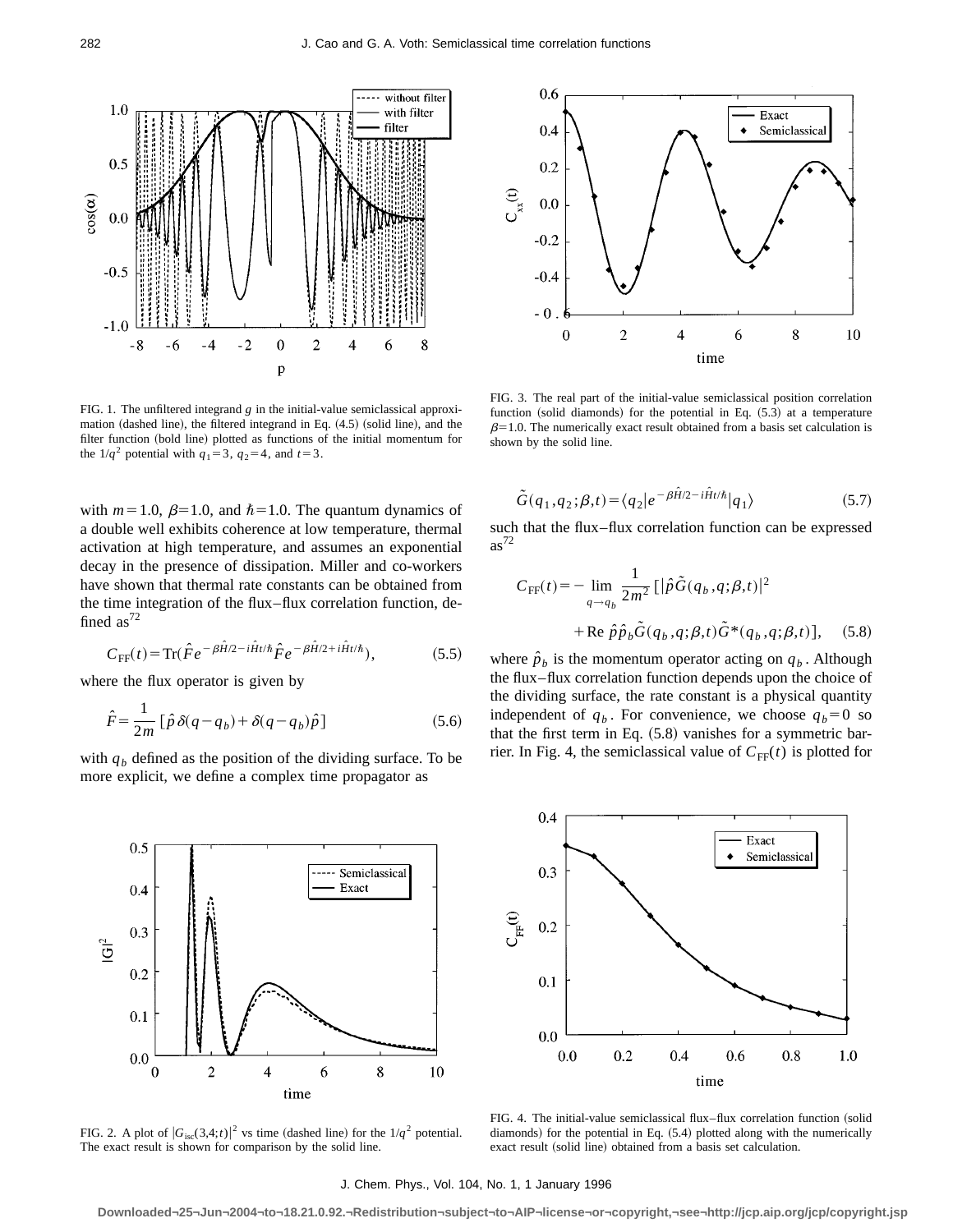FIG. 1. The unfiltered integrand $g$ in the initial-value semiclassical approximation (dashed line), the filtered integrand in Eq. (4.5) (solid line), and the filter function (bold line) plotted as functions of the initial momentum for the $1/q^2$ potential with $q_1=3$, $q_2=4$, and $t=3$.

FIG. 3. The real part of the initial-value semiclassical position correlation function (solid diamonds) for the potential in Eq. (5.3) at a temperature $\beta=1.0$. The numerically exact result obtained from a basis set calculation is shown by the solid line.

with $m=1.0$, $\beta=1.0$, and $\hbar=1.0$. The quantum dynamics of a double well exhibits coherence at low temperature, thermal activation at high temperature, and assumes an exponential decay in the presence of dissipation. Miller and co-workers have shown that thermal rate constants can be obtained from the time integration of the flux–flux correlation function, defined as[72]

$$C_{\mathrm{FF}}(t)=\mathrm{Tr}(\hat{F}e^{-\beta\hat{H}/2-i\hat{H}t/\hbar}\hat{F}e^{-\beta\hat{H}/2+i\hat{H}t/\hbar}), \tag{5.5}$$

where the flux operator is given by

$$\hat{F}=\frac{1}{2m}\left[\hat{p}\,\delta(q-q_b)+\delta(q-q_b)\hat{p}\right] \tag{5.6}$$

with $q_b$ defined as the position of the dividing surface. To be more explicit, we define a complex time propagator as

$$\tilde{G}(q_1,q_2;\beta,t)=\langle q_2|e^{-\beta\hat{H}/2-i\hat{H}t/\hbar}|q_1\rangle \tag{5.7}$$

such that the flux–flux correlation function can be expressed as[72]

$$C_{\mathrm{FF}}(t)=-\lim_{q\to q_b}\frac{1}{2m^2}\left[|\hat{p}\tilde{G}(q_b,q;\beta,t)|^2+\mathrm{Re}\,\hat{p}\hat{p}_b\tilde{G}(q_b,q;\beta,t)\tilde{G}^*(q_b,q;\beta,t)\right], \tag{5.8}$$

where $\hat{p}_b$ is the momentum operator acting on $q_b$. Although the flux–flux correlation function depends upon the choice of the dividing surface, the rate constant is a physical quantity independent of $q_b$. For convenience, we choose $q_b=0$ so that the first term in Eq. (5.8) vanishes for a symmetric barrier. In Fig. 4, the semiclassical value of $C_{\mathrm{FF}}(t)$ is plotted for

FIG. 2. A plot of $|G_{\mathrm{isc}}(3,4;t)|^2$ vs time (dashed line) for the $1/q^2$ potential. The exact result is shown for comparison by the solid line.

FIG. 4. The initial-value semiclassical flux–flux correlation function (solid diamonds) for the potential in Eq. (5.4) plotted along with the numerically exact result (solid line) obtained from a basis set calculation.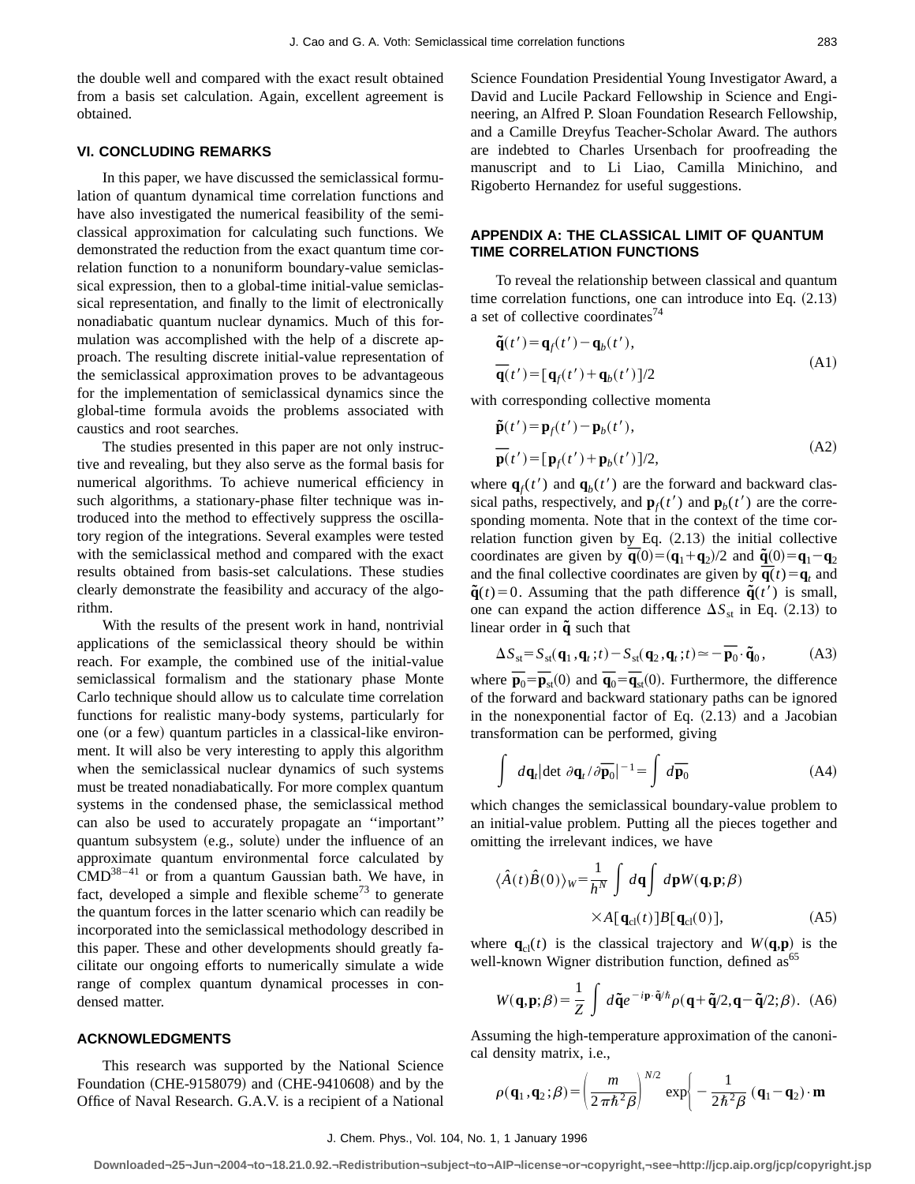the double well and compared with the exact result obtained from a basis set calculation. Again, excellent agreement is obtained.

## VI. CONCLUDING REMARKS

In this paper, we have discussed the semiclassical formulation of quantum dynamical time correlation functions and have also investigated the numerical feasibility of the semiclassical approximation for calculating such functions. We demonstrated the reduction from the exact quantum time correlation function to a nonuniform boundary-value semiclassical expression, then to a global-time initial-value semiclassical representation, and finally to the limit of electronically nonadiabatic quantum nuclear dynamics. Much of this formulation was accomplished with the help of a discrete approach. The resulting discrete initial-value representation of the semiclassical approximation proves to be advantageous for the implementation of semiclassical dynamics since the global-time formula avoids the problems associated with caustics and root searches.

The studies presented in this paper are not only instructive and revealing, but they also serve as the formal basis for numerical algorithms. To achieve numerical efficiency in such algorithms, a stationary-phase filter technique was introduced into the method to effectively suppress the oscillatory region of the integrations. Several examples were tested with the semiclassical method and compared with the exact results obtained from basis-set calculations. These studies clearly demonstrate the feasibility and accuracy of the algorithm.

With the results of the present work in hand, nontrivial applications of the semiclassical theory should be within reach. For example, the combined use of the initial-value semiclassical formalism and the stationary phase Monte Carlo technique should allow us to calculate time correlation functions for realistic many-body systems, particularly for one (or a few) quantum particles in a classical-like environment. It will also be very interesting to apply this algorithm when the semiclassical nuclear dynamics of such systems must be treated nonadiabatically. For more complex quantum systems in the condensed phase, the semiclassical method can also be used to accurately propagate an ''important'' quantum subsystem (e.g., solute) under the influence of an approximate quantum environmental force calculated by CMD[38–41] or from a quantum Gaussian bath. We have, in fact, developed a simple and flexible scheme[73] to generate the quantum forces in the latter scenario which can readily be incorporated into the semiclassical methodology described in this paper. These and other developments should greatly facilitate our ongoing efforts to numerically simulate a wide range of complex quantum dynamical processes in condensed matter.

## ACKNOWLEDGMENTS

This research was supported by the National Science Foundation (CHE-9158079) and (CHE-9410608) and by the Office of Naval Research. G.A.V. is a recipient of a National Science Foundation Presidential Young Investigator Award, a David and Lucile Packard Fellowship in Science and Engineering, an Alfred P. Sloan Foundation Research Fellowship, and a Camille Dreyfus Teacher-Scholar Award. The authors are indebted to Charles Ursenbach for proofreading the manuscript and to Li Liao, Camilla Minichino, and Rigoberto Hernandez for useful suggestions.

## APPENDIX A: THE CLASSICAL LIMIT OF QUANTUM TIME CORRELATION FUNCTIONS

To reveal the relationship between classical and quantum time correlation functions, one can introduce into Eq. (2.13) a set of collective coordinates[74]

$$\tilde{\mathbf{q}}(t') = \mathbf{q}_f(t') - \mathbf{q}_b(t'),$$
$$\overline{\mathbf{q}}(t') = [\mathbf{q}_f(t') + \mathbf{q}_b(t')]/2 \tag{A1}$$

with corresponding collective momenta

$$\tilde{\mathbf{p}}(t') = \mathbf{p}_f(t') - \mathbf{p}_b(t'),$$
$$\overline{\mathbf{p}}(t') = [\mathbf{p}_f(t') + \mathbf{p}_b(t')]/2, \tag{A2}$$

where $\mathbf{q}_f(t')$ and $\mathbf{q}_b(t')$ are the forward and backward classical paths, respectively, and $\mathbf{p}_f(t')$ and $\mathbf{p}_b(t')$ are the corresponding momenta. Note that in the context of the time correlation function given by Eq. (2.13) the initial collective coordinates are given by $\overline{\mathbf{q}}(0) = (\mathbf{q}_1 + \mathbf{q}_2)/2$ and $\tilde{\mathbf{q}}(0) = \mathbf{q}_1 - \mathbf{q}_2$ and the final collective coordinates are given by $\overline{\mathbf{q}}(t) = \mathbf{q}_t$ and $\tilde{\mathbf{q}}(t) = 0$. Assuming that the path difference $\tilde{\mathbf{q}}(t')$ is small, one can expand the action difference $\Delta S_{\rm st}$ in Eq. (2.13) to linear order in $\tilde{\mathbf{q}}$ such that

$$\Delta S_{\rm st} = S_{\rm st}(\mathbf{q}_1, \mathbf{q}_t; t) - S_{\rm st}(\mathbf{q}_2, \mathbf{q}_t; t) \simeq -\overline{\mathbf{p}_0} \cdot \tilde{\mathbf{q}}_0, \tag{A3}$$

where $\overline{\mathbf{p}_0} = \overline{\mathbf{p}_{\rm st}}(0)$ and $\overline{\mathbf{q}_0} = \overline{\mathbf{q}_{\rm st}}(0)$. Furthermore, the difference of the forward and backward stationary paths can be ignored in the nonexponential factor of Eq. (2.13) and a Jacobian transformation can be performed, giving

$$\int d\mathbf{q}_t |\det \partial \mathbf{q}_t / \partial \overline{\mathbf{p}_0}|^{-1} = \int d\overline{\mathbf{p}_0} \tag{A4}$$

which changes the semiclassical boundary-value problem to an initial-value problem. Putting all the pieces together and omitting the irrelevant indices, we have

$$\langle \hat{A}(t)\hat{B}(0)\rangle_W = \frac{1}{h^N} \int d\mathbf{q} \int d\mathbf{p} W(\mathbf{q},\mathbf{p};\beta) \times A[\mathbf{q}_{\rm cl}(t)] B[\mathbf{q}_{\rm cl}(0)], \tag{A5}$$

where $\mathbf{q}_{\rm cl}(t)$ is the classical trajectory and $W(\mathbf{q},\mathbf{p})$ is the well-known Wigner distribution function, defined as[65]

$$W(\mathbf{q},\mathbf{p};\beta) = \frac{1}{Z} \int d\tilde{\mathbf{q}} e^{-i\mathbf{p}\cdot\tilde{\mathbf{q}}/\hbar} \rho(\mathbf{q}+\tilde{\mathbf{q}}/2, \mathbf{q}-\tilde{\mathbf{q}}/2;\beta). \tag{A6}$$

Assuming the high-temperature approximation of the canonical density matrix, i.e.,

$$\rho(\mathbf{q}_1, \mathbf{q}_2; \beta) = \left(\frac{m}{2\pi\hbar^2\beta}\right)^{N/2} \exp\left\{-\frac{1}{2\hbar^2\beta}(\mathbf{q}_1 - \mathbf{q}_2)\cdot \mathbf{m}\right.$$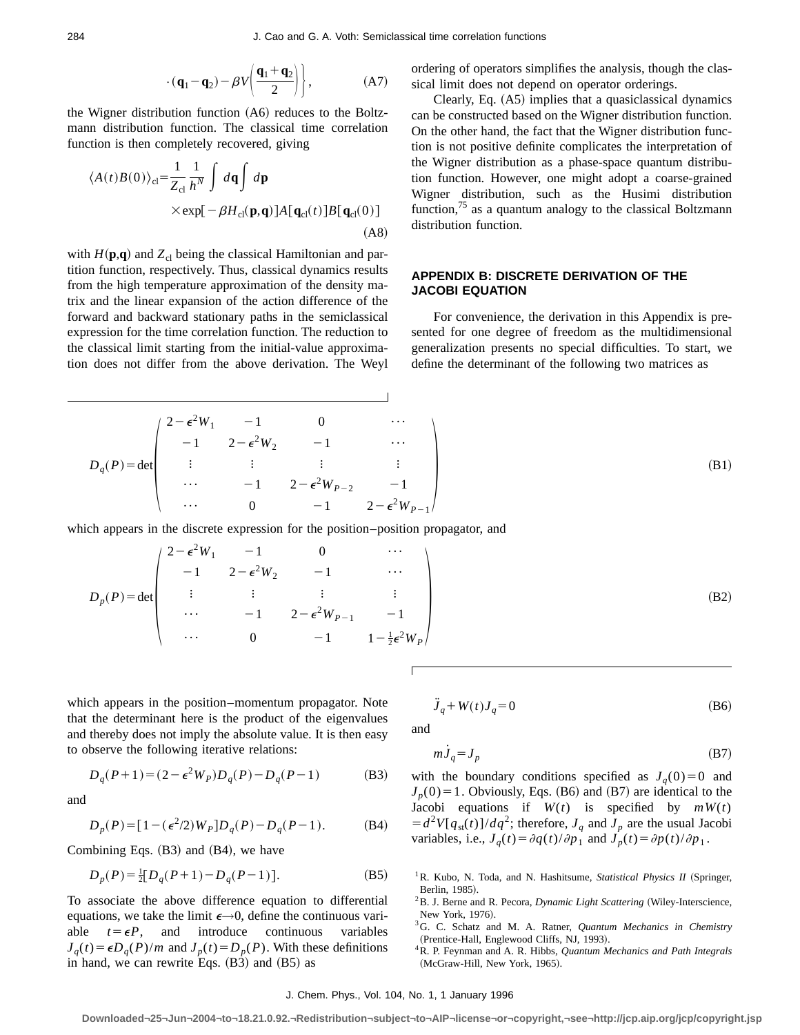$$\cdot(\mathbf{q}_1-\mathbf{q}_2)-\beta V\left(\frac{\mathbf{q}_1+\mathbf{q}_2}{2}\right)\Bigg\},\tag{A7}$$

the Wigner distribution function (A6) reduces to the Boltzmann distribution function. The classical time correlation function is then completely recovered, giving

$$\langle A(t)B(0)\rangle_{\rm cl}=\frac{1}{Z_{\rm cl}}\frac{1}{h^N}\int d\mathbf{q}\int d\mathbf{p}\times\exp[-\beta H_{\rm cl}(\mathbf{p},\mathbf{q})]A[\mathbf{q}_{\rm cl}(t)]B[\mathbf{q}_{\rm cl}(0)]\tag{A8}$$

with $H(\mathbf{p},\mathbf{q})$ and $Z_{\rm cl}$ being the classical Hamiltonian and partition function, respectively. Thus, classical dynamics results from the high temperature approximation of the density matrix and the linear expansion of the action difference of the forward and backward stationary paths in the semiclassical expression for the time correlation function. The reduction to the classical limit starting from the initial-value approximation does not differ from the above derivation. The Weyl ordering of operators simplifies the analysis, though the classical limit does not depend on operator orderings.

Clearly, Eq. (A5) implies that a quasiclassical dynamics can be constructed based on the Wigner distribution function. On the other hand, the fact that the Wigner distribution function is not positive definite complicates the interpretation of the Wigner distribution as a phase-space quantum distribution function. However, one might adopt a coarse-grained Wigner distribution, such as the Husimi distribution function,[75] as a quantum analogy to the classical Boltzmann distribution function.

## APPENDIX B: DISCRETE DERIVATION OF THE JACOBI EQUATION

For convenience, the derivation in this Appendix is presented for one degree of freedom as the multidimensional generalization presents no special difficulties. To start, we define the determinant of the following two matrices as

$$D_q(P)=\det\begin{pmatrix}2-\epsilon^2W_1 & -1 & 0 & \cdots\\ -1 & 2-\epsilon^2W_2 & -1 & \cdots\\ \vdots & \vdots & \vdots & \vdots\\ \cdots & -1 & 2-\epsilon^2W_{P-2} & -1\\ \cdots & 0 & -1 & 2-\epsilon^2W_{P-1}\end{pmatrix}\tag{B1}$$

which appears in the discrete expression for the position–position propagator, and

$$D_p(P)=\det\begin{pmatrix}2-\epsilon^2W_1 & -1 & 0 & \cdots\\ -1 & 2-\epsilon^2W_2 & -1 & \cdots\\ \vdots & \vdots & \vdots & \vdots\\ \cdots & -1 & 2-\epsilon^2W_{P-1} & -1\\ \cdots & 0 & -1 & 1-\frac{1}{2}\epsilon^2W_{P}\end{pmatrix}\tag{B2}$$

which appears in the position–momentum propagator. Note that the determinant here is the product of the eigenvalues and thereby does not imply the absolute value. It is then easy to observe the following iterative relations:

$$D_q(P+1)=(2-\epsilon^2W_P)D_q(P)-D_q(P-1)\tag{B3}$$

and

$$D_p(P)=[1-(\epsilon^2/2)W_P]D_q(P)-D_q(P-1).\tag{B4}$$

Combining Eqs. (B3) and (B4), we have

$$D_p(P)=\tfrac{1}{2}[D_q(P+1)-D_q(P-1)].\tag{B5}$$

To associate the above difference equation to differential equations, we take the limit $\epsilon\to 0$, define the continuous variable $t=\epsilon P$, and introduce continuous variables $J_q(t)=\epsilon D_q(P)/m$ and $J_p(t)=D_p(P)$. With these definitions in hand, we can rewrite Eqs. (B3) and (B5) as

$$\ddot{J}_q+W(t)J_q=0\tag{B6}$$

and

$$m\dot{J}_q=J_p\tag{B7}$$

with the boundary conditions specified as $J_q(0)=0$ and $J_p(0)=1$. Obviously, Eqs. (B6) and (B7) are identical to the Jacobi equations if $W(t)$ is specified by $mW(t)=d^2V[q_{\rm st}(t)]/dq^2$; therefore, $J_q$ and $J_p$ are the usual Jacobi variables, i.e., $J_q(t)=\partial q(t)/\partial p_1$ and $J_p(t)=\partial p(t)/\partial p_1$.

[1] R. Kubo, N. Toda, and N. Hashitsume, *Statistical Physics II* (Springer, Berlin, 1985).

[2] B. J. Berne and R. Pecora, *Dynamic Light Scattering* (Wiley-Interscience, New York, 1976).

[3] G. C. Schatz and M. A. Ratner, *Quantum Mechanics in Chemistry* (Prentice-Hall, Englewood Cliffs, NJ, 1993).

[4] R. P. Feynman and A. R. Hibbs, *Quantum Mechanics and Path Integrals* (McGraw-Hill, New York, 1965).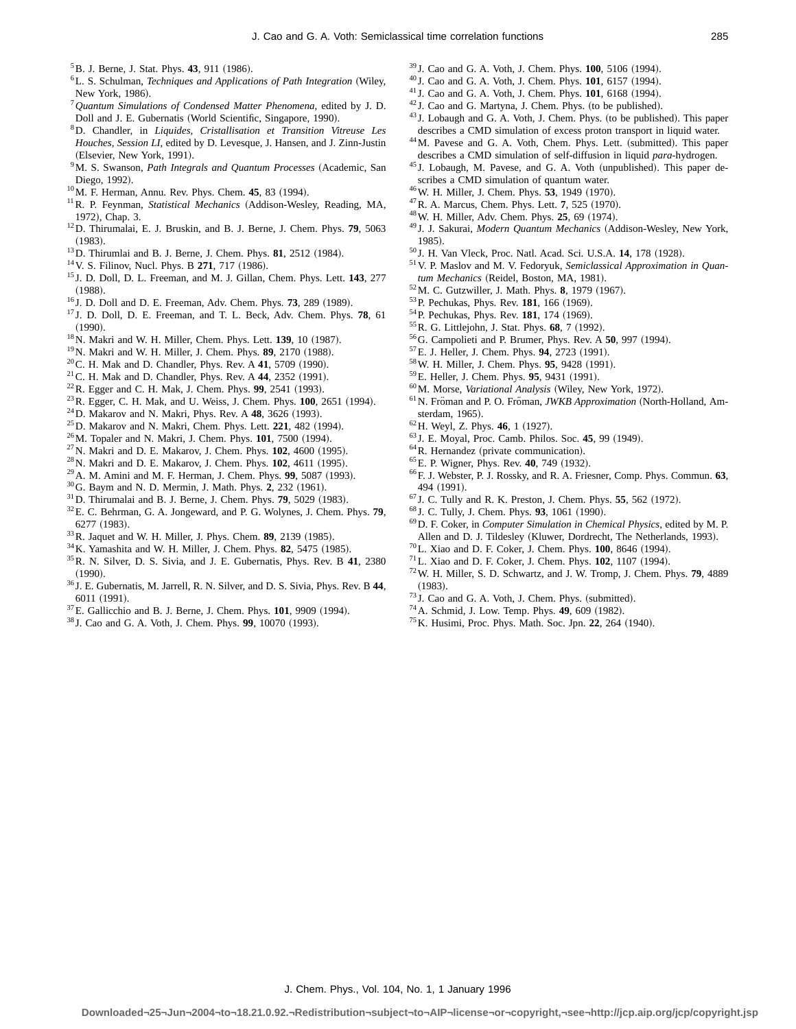[5] B. J. Berne, J. Stat. Phys. **43**, 911 (1986).

[6] L. S. Schulman, *Techniques and Applications of Path Integration* (Wiley, New York, 1986).

[7] *Quantum Simulations of Condensed Matter Phenomena*, edited by J. D. Doll and J. E. Gubernatis (World Scientific, Singapore, 1990).

[8] D. Chandler, in *Liquides, Cristallisation et Transition Vitreuse Les Houches, Session LI*, edited by D. Levesque, J. Hansen, and J. Zinn-Justin (Elsevier, New York, 1991).

[9] M. S. Swanson, *Path Integrals and Quantum Processes* (Academic, San Diego, 1992).

[10] M. F. Herman, Annu. Rev. Phys. Chem. **45**, 83 (1994).

[11] R. P. Feynman, *Statistical Mechanics* (Addison-Wesley, Reading, MA, 1972), Chap. 3.

[12] D. Thirumalai, E. J. Bruskin, and B. J. Berne, J. Chem. Phys. **79**, 5063 (1983).

[13] D. Thirumlai and B. J. Berne, J. Chem. Phys. **81**, 2512 (1984).

[14] V. S. Filinov, Nucl. Phys. B **271**, 717 (1986).

[15] J. D. Doll, D. L. Freeman, and M. J. Gillan, Chem. Phys. Lett. **143**, 277 (1988).

[16] J. D. Doll and D. E. Freeman, Adv. Chem. Phys. **73**, 289 (1989).

[17] J. D. Doll, D. E. Freeman, and T. L. Beck, Adv. Chem. Phys. **78**, 61 (1990).

[18] N. Makri and W. H. Miller, Chem. Phys. Lett. **139**, 10 (1987).

[19] N. Makri and W. H. Miller, J. Chem. Phys. **89**, 2170 (1988).

[20] C. H. Mak and D. Chandler, Phys. Rev. A **41**, 5709 (1990).

[21] C. H. Mak and D. Chandler, Phys. Rev. A **44**, 2352 (1991).

[22] R. Egger and C. H. Mak, J. Chem. Phys. **99**, 2541 (1993).

[23] R. Egger, C. H. Mak, and U. Weiss, J. Chem. Phys. **100**, 2651 (1994).

[24] D. Makarov and N. Makri, Phys. Rev. A **48**, 3626 (1993).

[25] D. Makarov and N. Makri, Chem. Phys. Lett. **221**, 482 (1994).

[26] M. Topaler and N. Makri, J. Chem. Phys. **101**, 7500 (1994).

[27] N. Makri and D. E. Makarov, J. Chem. Phys. **102**, 4600 (1995).

[28] N. Makri and D. E. Makarov, J. Chem. Phys. **102**, 4611 (1995).

[29] A. M. Amini and M. F. Herman, J. Chem. Phys. **99**, 5087 (1993).

[30] G. Baym and N. D. Mermin, J. Math. Phys. **2**, 232 (1961).

[31] D. Thirumalai and B. J. Berne, J. Chem. Phys. **79**, 5029 (1983).

[32] E. C. Behrman, G. A. Jongeward, and P. G. Wolynes, J. Chem. Phys. **79**, 6277 (1983).

[33] R. Jaquet and W. H. Miller, J. Phys. Chem. **89**, 2139 (1985).

[34] K. Yamashita and W. H. Miller, J. Chem. Phys. **82**, 5475 (1985).

[35] R. N. Silver, D. S. Sivia, and J. E. Gubernatis, Phys. Rev. B **41**, 2380 (1990).

[36] J. E. Gubernatis, M. Jarrell, R. N. Silver, and D. S. Sivia, Phys. Rev. B **44**, 6011 (1991).

[37] E. Gallicchio and B. J. Berne, J. Chem. Phys. **101**, 9909 (1994).

[38] J. Cao and G. A. Voth, J. Chem. Phys. **99**, 10070 (1993).

[39] J. Cao and G. A. Voth, J. Chem. Phys. **100**, 5106 (1994).

[40] J. Cao and G. A. Voth, J. Chem. Phys. **101**, 6157 (1994).

[41] J. Cao and G. A. Voth, J. Chem. Phys. **101**, 6168 (1994).

[42] J. Cao and G. Martyna, J. Chem. Phys. (to be published).

[43] J. Lobaugh and G. A. Voth, J. Chem. Phys. (to be published). This paper describes a CMD simulation of excess proton transport in liquid water.

[44] M. Pavese and G. A. Voth, Chem. Phys. Lett. (submitted). This paper describes a CMD simulation of self-diffusion in liquid *para*-hydrogen.

[45] J. Lobaugh, M. Pavese, and G. A. Voth (unpublished). This paper describes a CMD simulation of quantum water.

[46] W. H. Miller, J. Chem. Phys. **53**, 1949 (1970).

[47] R. A. Marcus, Chem. Phys. Lett. **7**, 525 (1970).

[48] W. H. Miller, Adv. Chem. Phys. **25**, 69 (1974).

[49] J. J. Sakurai, *Modern Quantum Mechanics* (Addison-Wesley, New York, 1985).

[50] J. H. Van Vleck, Proc. Natl. Acad. Sci. U.S.A. **14**, 178 (1928).

[51] V. P. Maslov and M. V. Fedoryuk, *Semiclassical Approximation in Quantum Mechanics* (Reidel, Boston, MA, 1981).

[52] M. C. Gutzwiller, J. Math. Phys. **8**, 1979 (1967).

[53] P. Pechukas, Phys. Rev. **181**, 166 (1969).

[54] P. Pechukas, Phys. Rev. **181**, 174 (1969).

[55] R. G. Littlejohn, J. Stat. Phys. **68**, 7 (1992).

[56] G. Campolieti and P. Brumer, Phys. Rev. A **50**, 997 (1994).

[57] E. J. Heller, J. Chem. Phys. **94**, 2723 (1991).

[58] W. H. Miller, J. Chem. Phys. **95**, 9428 (1991).

[59] E. Heller, J. Chem. Phys. **95**, 9431 (1991).

[60] M. Morse, *Variational Analysis* (Wiley, New York, 1972).

[61] N. Fröman and P. O. Fröman, *JWKB Approximation* (North-Holland, Amsterdam, 1965).

[62] H. Weyl, Z. Phys. **46**, 1 (1927).

[63] J. E. Moyal, Proc. Camb. Philos. Soc. **45**, 99 (1949).

[64] R. Hernandez (private communication).

[65] E. P. Wigner, Phys. Rev. **40**, 749 (1932).

[66] F. J. Webster, P. J. Rossky, and R. A. Friesner, Comp. Phys. Commun. **63**, 494 (1991).

[67] J. C. Tully and R. K. Preston, J. Chem. Phys. **55**, 562 (1972).

[68] J. C. Tully, J. Chem. Phys. **93**, 1061 (1990).

[69] D. F. Coker, in *Computer Simulation in Chemical Physics*, edited by M. P. Allen and D. J. Tildesley (Kluwer, Dordrecht, The Netherlands, 1993).

[70] L. Xiao and D. F. Coker, J. Chem. Phys. **100**, 8646 (1994).

[71] L. Xiao and D. F. Coker, J. Chem. Phys. **102**, 1107 (1994).

[72] W. H. Miller, S. D. Schwartz, and J. W. Tromp, J. Chem. Phys. **79**, 4889 (1983).

[73] J. Cao and G. A. Voth, J. Chem. Phys. (submitted).

[74] A. Schmid, J. Low. Temp. Phys. **49**, 609 (1982).

[75] K. Husimi, Proc. Phys. Math. Soc. Jpn. **22**, 264 (1940).